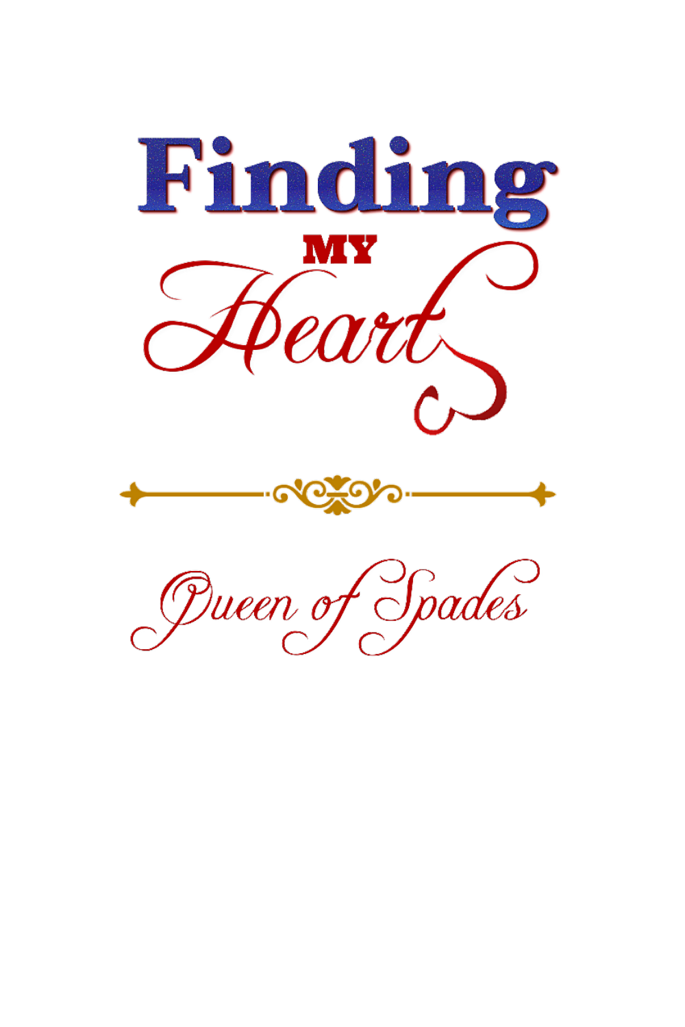# Finding MY Heart

Queen of Spades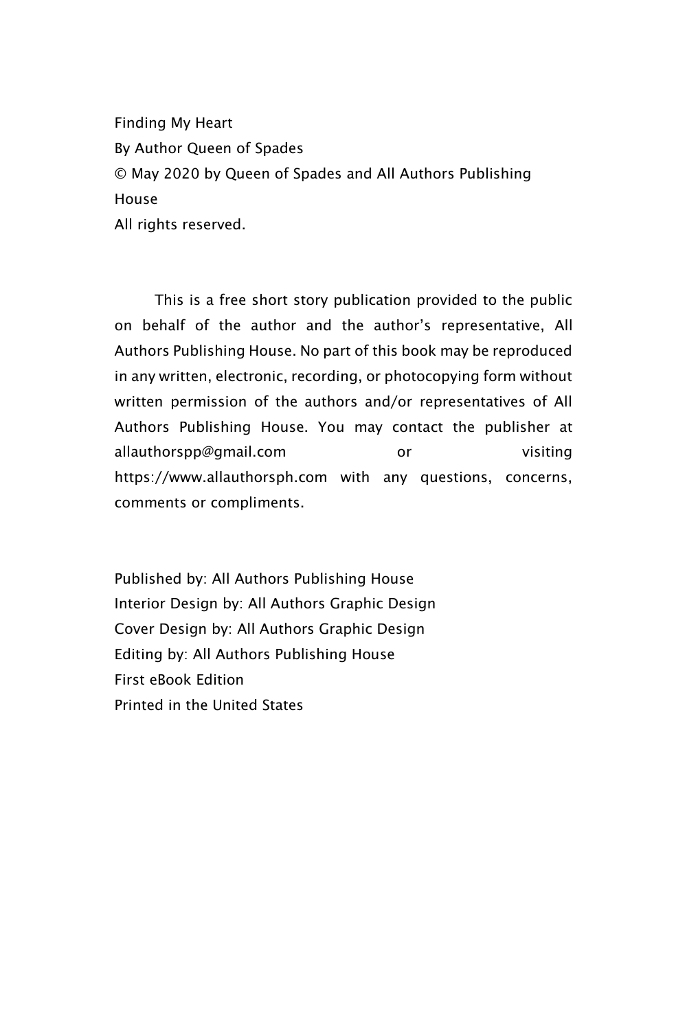Finding My Heart
By Author Queen of Spades
© May 2020 by Queen of Spades and All Authors Publishing House
All rights reserved.

This is a free short story publication provided to the public on behalf of the author and the author's representative, All Authors Publishing House. No part of this book may be reproduced in any written, electronic, recording, or photocopying form without written permission of the authors and/or representatives of All Authors Publishing House. You may contact the publisher at allauthorspp@gmail.com or visiting https://www.allauthorsph.com with any questions, concerns, comments or compliments.

Published by: All Authors Publishing House
Interior Design by: All Authors Graphic Design
Cover Design by: All Authors Graphic Design
Editing by: All Authors Publishing House
First eBook Edition
Printed in the United States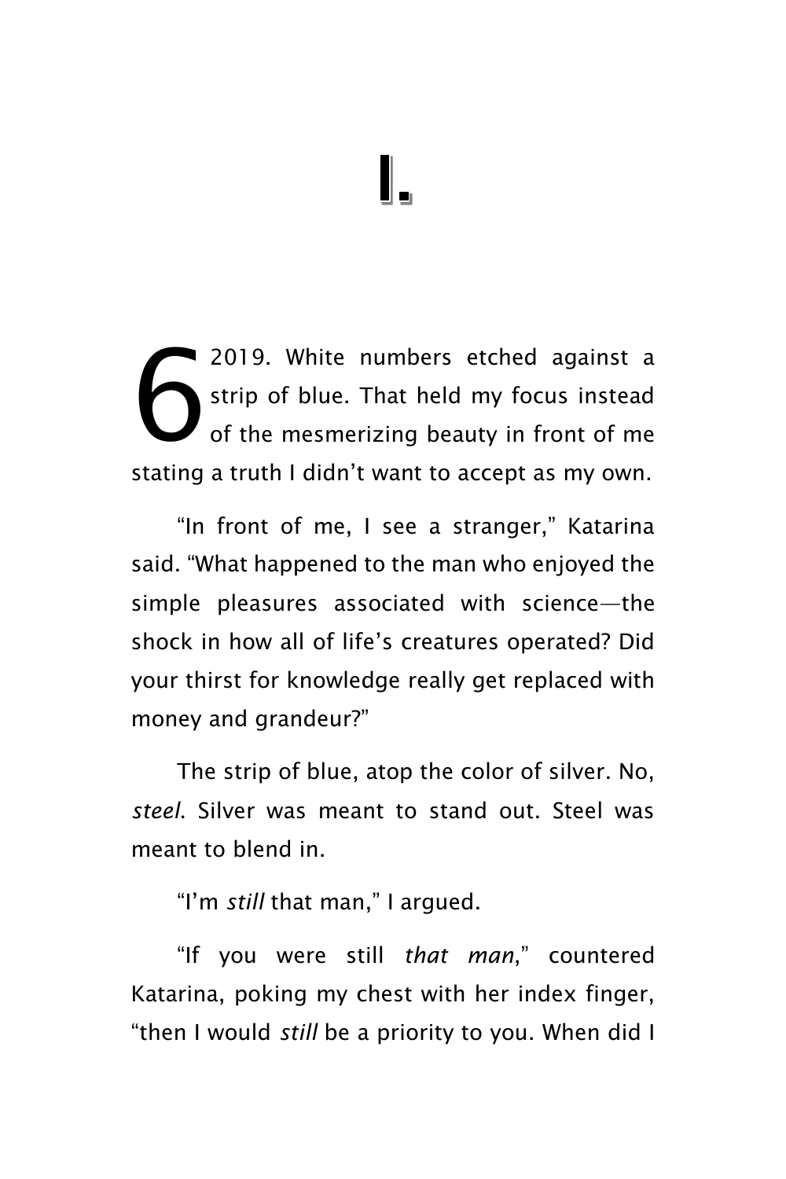# I.

62019. White numbers etched against a strip of blue. That held my focus instead of the mesmerizing beauty in front of me stating a truth I didn't want to accept as my own.

"In front of me, I see a stranger," Katarina said. "What happened to the man who enjoyed the simple pleasures associated with science—the shock in how all of life's creatures operated? Did your thirst for knowledge really get replaced with money and grandeur?"

The strip of blue, atop the color of silver. No, *steel*. Silver was meant to stand out. Steel was meant to blend in.

"I'm *still* that man," I argued.

"If you were still *that man*," countered Katarina, poking my chest with her index finger, "then I would *still* be a priority to you. When did I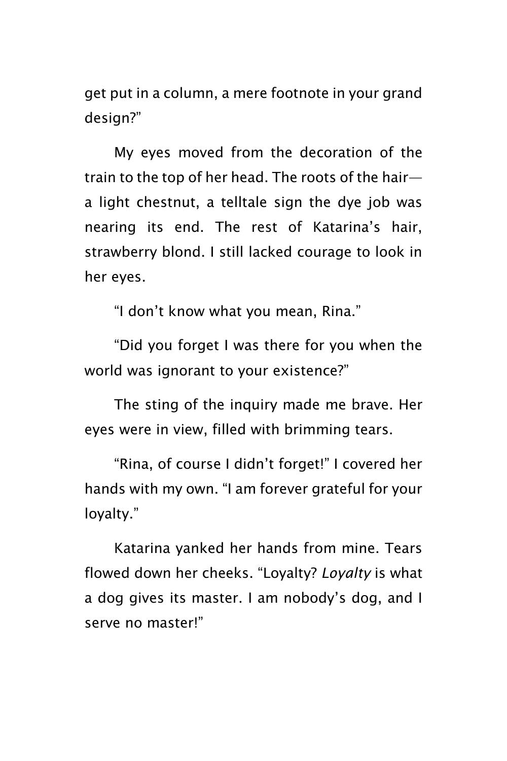get put in a column, a mere footnote in your grand design?"

My eyes moved from the decoration of the train to the top of her head. The roots of the hair—a light chestnut, a telltale sign the dye job was nearing its end. The rest of Katarina's hair, strawberry blond. I still lacked courage to look in her eyes.

"I don't know what you mean, Rina."

"Did you forget I was there for you when the world was ignorant to your existence?"

The sting of the inquiry made me brave. Her eyes were in view, filled with brimming tears.

"Rina, of course I didn't forget!" I covered her hands with my own. "I am forever grateful for your loyalty."

Katarina yanked her hands from mine. Tears flowed down her cheeks. "Loyalty? *Loyalty* is what a dog gives its master. I am nobody's dog, and I serve no master!"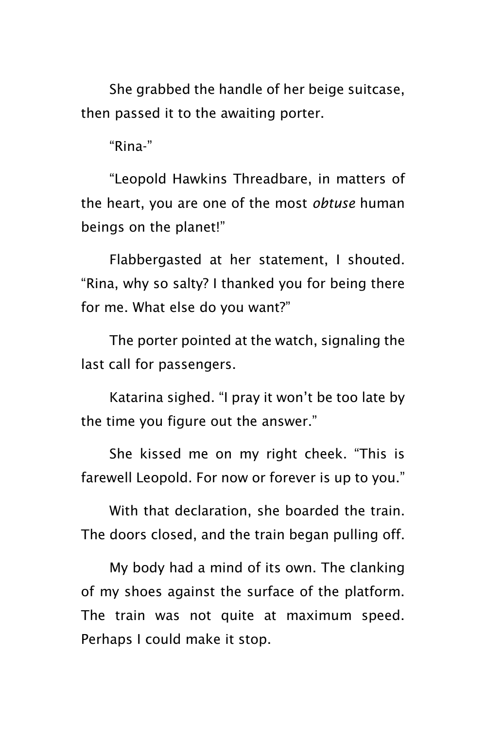She grabbed the handle of her beige suitcase, then passed it to the awaiting porter.

"Rina-"

"Leopold Hawkins Threadbare, in matters of the heart, you are one of the most *obtuse* human beings on the planet!"

Flabbergasted at her statement, I shouted. "Rina, why so salty? I thanked you for being there for me. What else do you want?"

The porter pointed at the watch, signaling the last call for passengers.

Katarina sighed. "I pray it won't be too late by the time you figure out the answer."

She kissed me on my right cheek. "This is farewell Leopold. For now or forever is up to you."

With that declaration, she boarded the train. The doors closed, and the train began pulling off.

My body had a mind of its own. The clanking of my shoes against the surface of the platform. The train was not quite at maximum speed. Perhaps I could make it stop.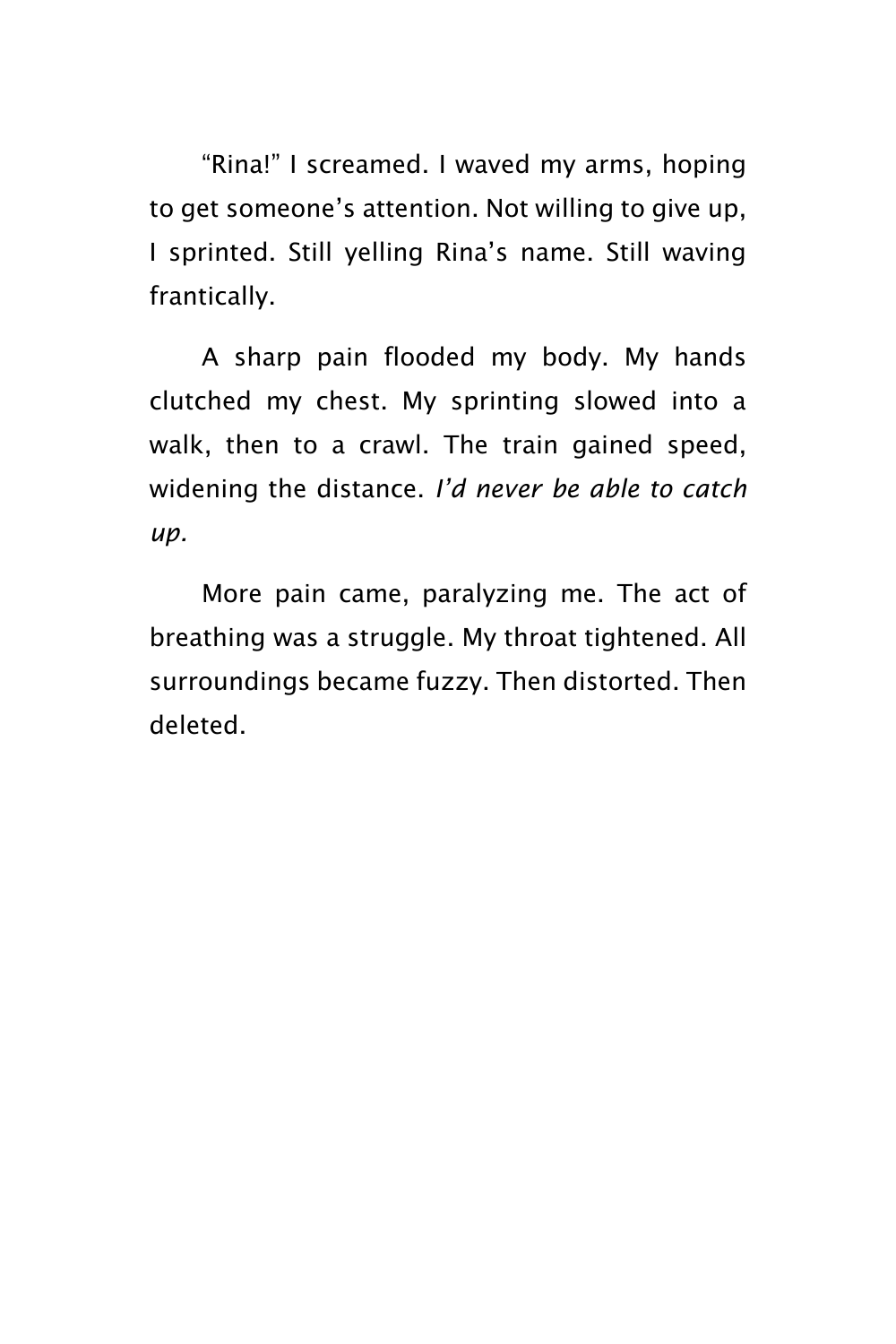"Rina!" I screamed. I waved my arms, hoping to get someone's attention. Not willing to give up, I sprinted. Still yelling Rina's name. Still waving frantically.

A sharp pain flooded my body. My hands clutched my chest. My sprinting slowed into a walk, then to a crawl. The train gained speed, widening the distance. *I'd never be able to catch up.*

More pain came, paralyzing me. The act of breathing was a struggle. My throat tightened. All surroundings became fuzzy. Then distorted. Then deleted.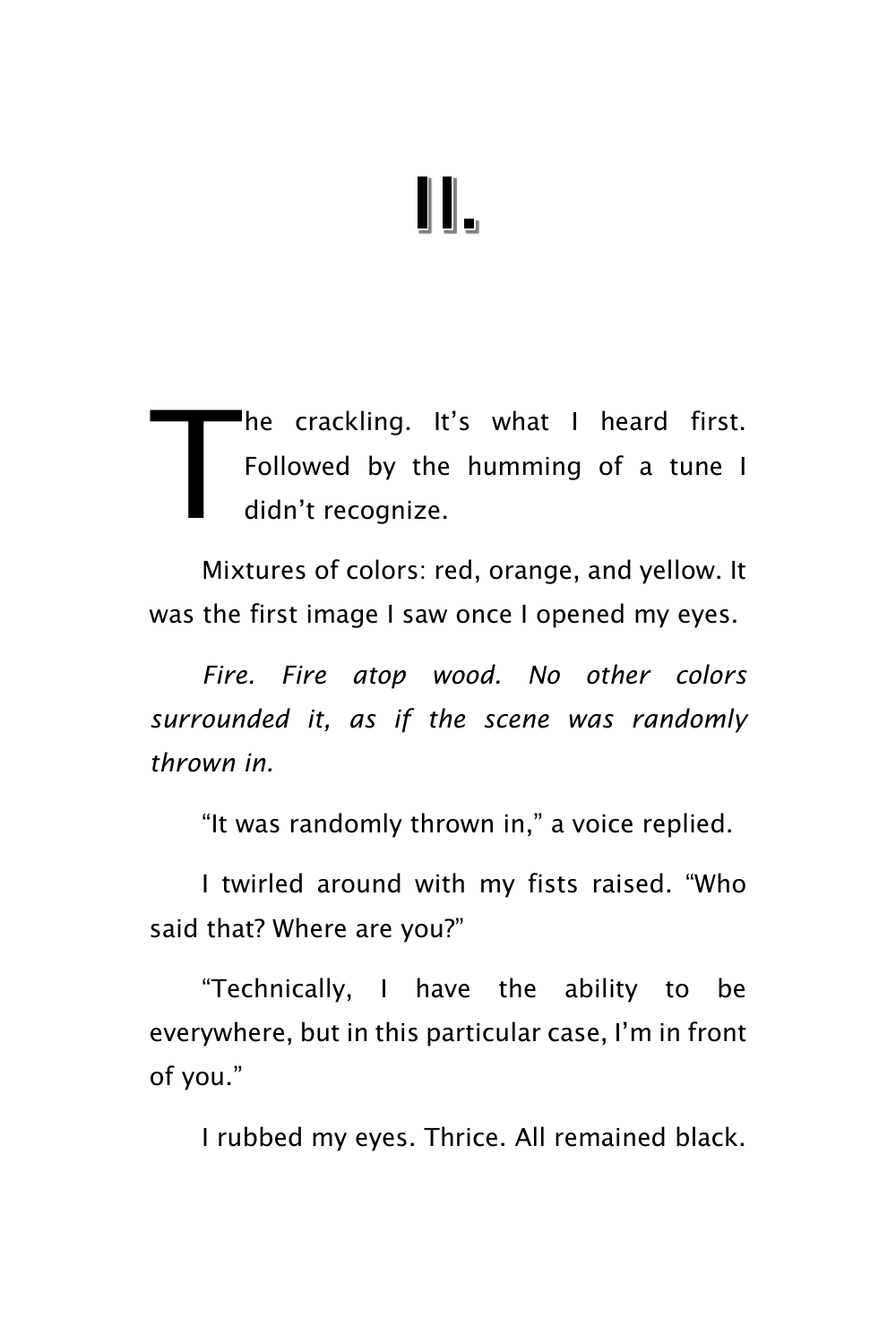# II.

The crackling. It's what I heard first. Followed by the humming of a tune I didn't recognize.

Mixtures of colors: red, orange, and yellow. It was the first image I saw once I opened my eyes.

*Fire. Fire atop wood. No other colors surrounded it, as if the scene was randomly thrown in.*

"It was randomly thrown in," a voice replied.

I twirled around with my fists raised. "Who said that? Where are you?"

"Technically, I have the ability to be everywhere, but in this particular case, I'm in front of you."

I rubbed my eyes. Thrice. All remained black.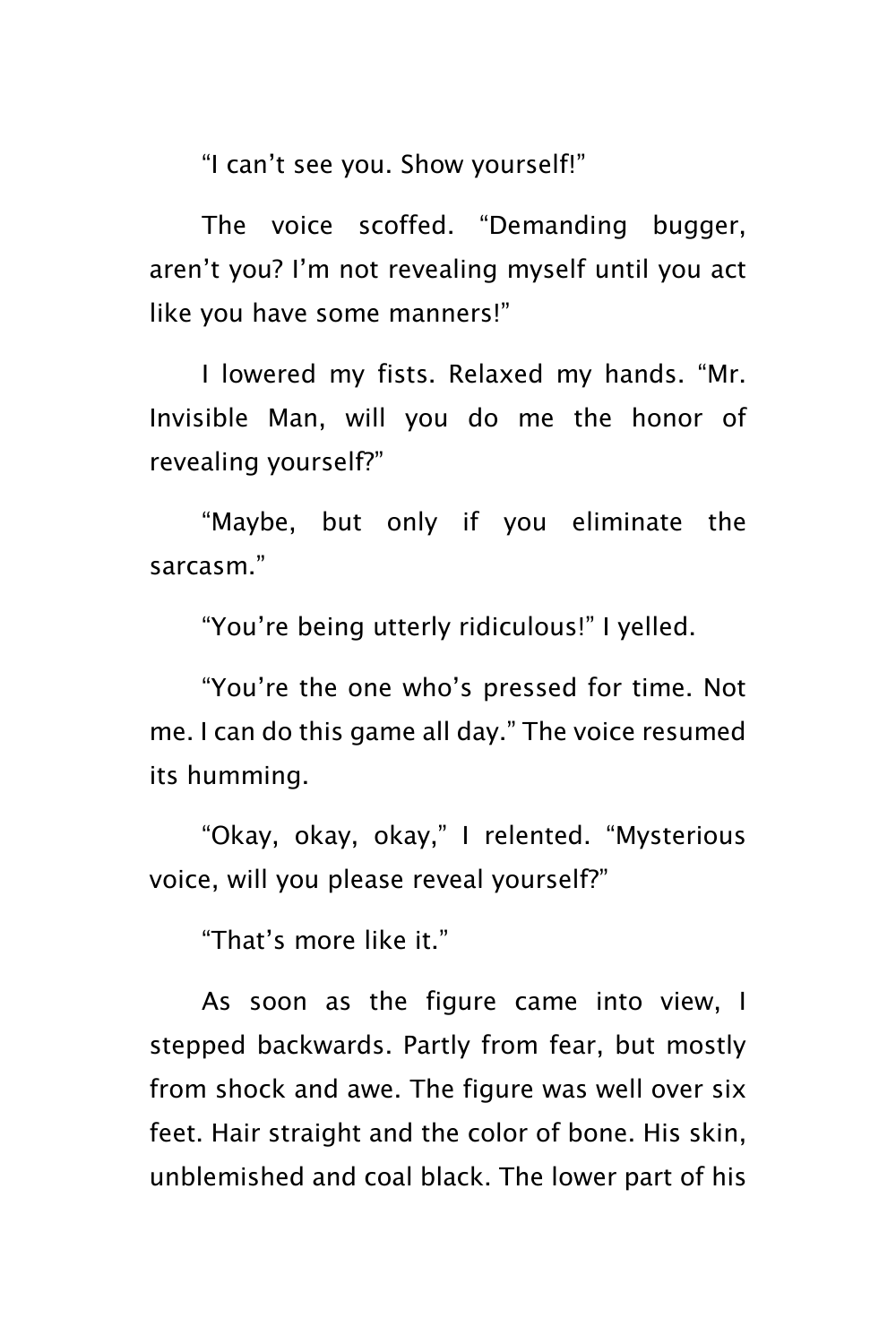"I can't see you. Show yourself!"

The voice scoffed. "Demanding bugger, aren't you? I'm not revealing myself until you act like you have some manners!"

I lowered my fists. Relaxed my hands. "Mr. Invisible Man, will you do me the honor of revealing yourself?"

"Maybe, but only if you eliminate the sarcasm."

"You're being utterly ridiculous!" I yelled.

"You're the one who's pressed for time. Not me. I can do this game all day." The voice resumed its humming.

"Okay, okay, okay," I relented. "Mysterious voice, will you please reveal yourself?"

"That's more like it."

As soon as the figure came into view, I stepped backwards. Partly from fear, but mostly from shock and awe. The figure was well over six feet. Hair straight and the color of bone. His skin, unblemished and coal black. The lower part of his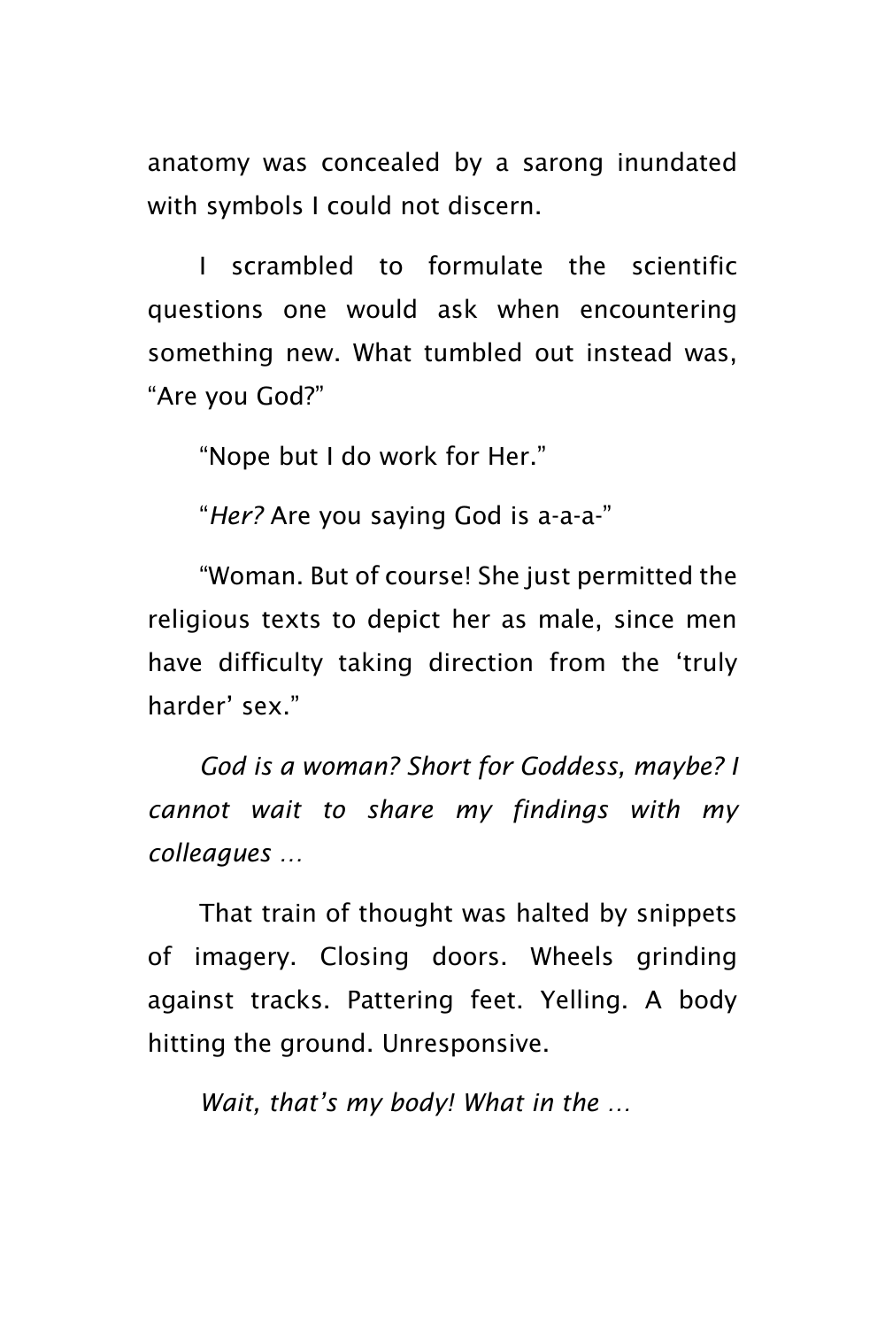anatomy was concealed by a sarong inundated with symbols I could not discern.

I scrambled to formulate the scientific questions one would ask when encountering something new. What tumbled out instead was, “Are you God?”

“Nope but I do work for Her.”

“*Her?* Are you saying God is a-a-a-”

“Woman. But of course! She just permitted the religious texts to depict her as male, since men have difficulty taking direction from the ‘truly harder’ sex.”

*God is a woman? Short for Goddess, maybe? I cannot wait to share my findings with my colleagues …*

That train of thought was halted by snippets of imagery. Closing doors. Wheels grinding against tracks. Pattering feet. Yelling. A body hitting the ground. Unresponsive.

*Wait, that’s my body! What in the …*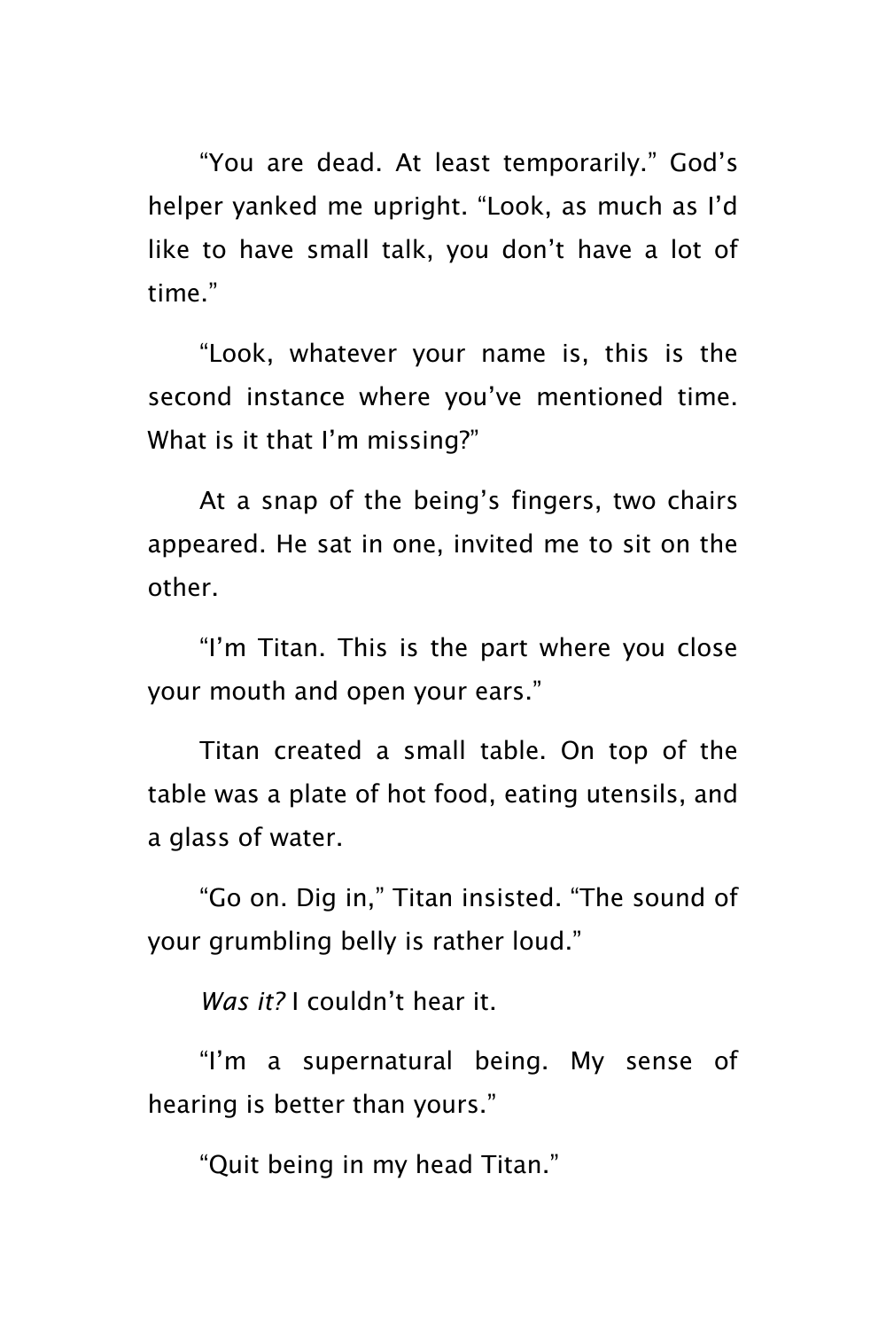“You are dead. At least temporarily.” God’s helper yanked me upright. “Look, as much as I’d like to have small talk, you don’t have a lot of time.”

“Look, whatever your name is, this is the second instance where you’ve mentioned time. What is it that I’m missing?”

At a snap of the being’s fingers, two chairs appeared. He sat in one, invited me to sit on the other.

“I’m Titan. This is the part where you close your mouth and open your ears.”

Titan created a small table. On top of the table was a plate of hot food, eating utensils, and a glass of water.

“Go on. Dig in,” Titan insisted. “The sound of your grumbling belly is rather loud.”

*Was it?* I couldn’t hear it.

“I’m a supernatural being. My sense of hearing is better than yours.”

“Quit being in my head Titan.”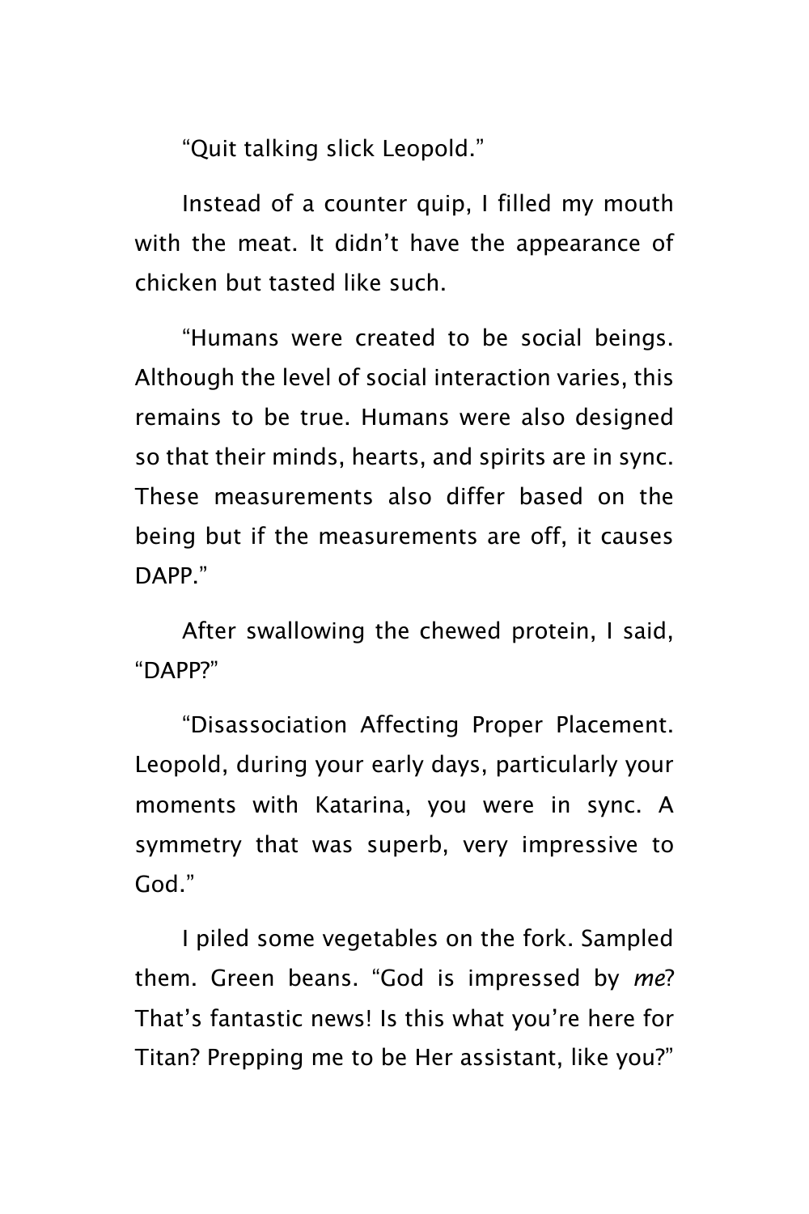"Quit talking slick Leopold."

Instead of a counter quip, I filled my mouth with the meat. It didn't have the appearance of chicken but tasted like such.

"Humans were created to be social beings. Although the level of social interaction varies, this remains to be true. Humans were also designed so that their minds, hearts, and spirits are in sync. These measurements also differ based on the being but if the measurements are off, it causes DAPP."

After swallowing the chewed protein, I said, "DAPP?"

"Disassociation Affecting Proper Placement. Leopold, during your early days, particularly your moments with Katarina, you were in sync. A symmetry that was superb, very impressive to God."

I piled some vegetables on the fork. Sampled them. Green beans. "God is impressed by *me*? That's fantastic news! Is this what you're here for Titan? Prepping me to be Her assistant, like you?"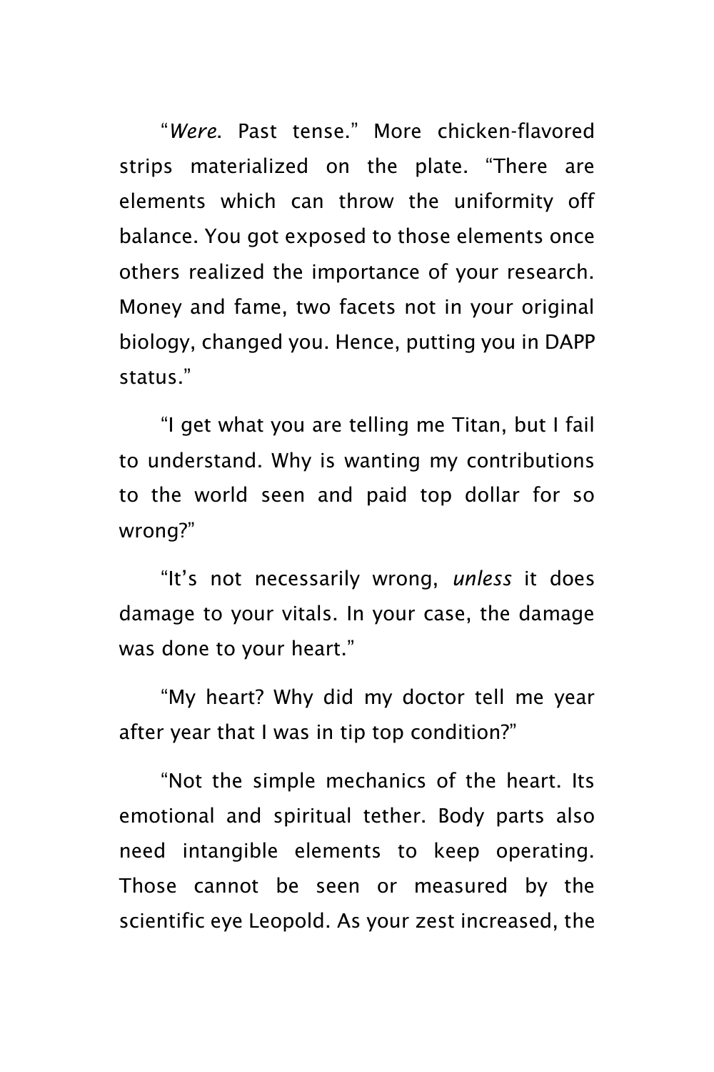"*Were*. Past tense." More chicken-flavored strips materialized on the plate. "There are elements which can throw the uniformity off balance. You got exposed to those elements once others realized the importance of your research. Money and fame, two facets not in your original biology, changed you. Hence, putting you in DAPP status."

"I get what you are telling me Titan, but I fail to understand. Why is wanting my contributions to the world seen and paid top dollar for so wrong?"

"It's not necessarily wrong, *unless* it does damage to your vitals. In your case, the damage was done to your heart."

"My heart? Why did my doctor tell me year after year that I was in tip top condition?"

"Not the simple mechanics of the heart. Its emotional and spiritual tether. Body parts also need intangible elements to keep operating. Those cannot be seen or measured by the scientific eye Leopold. As your zest increased, the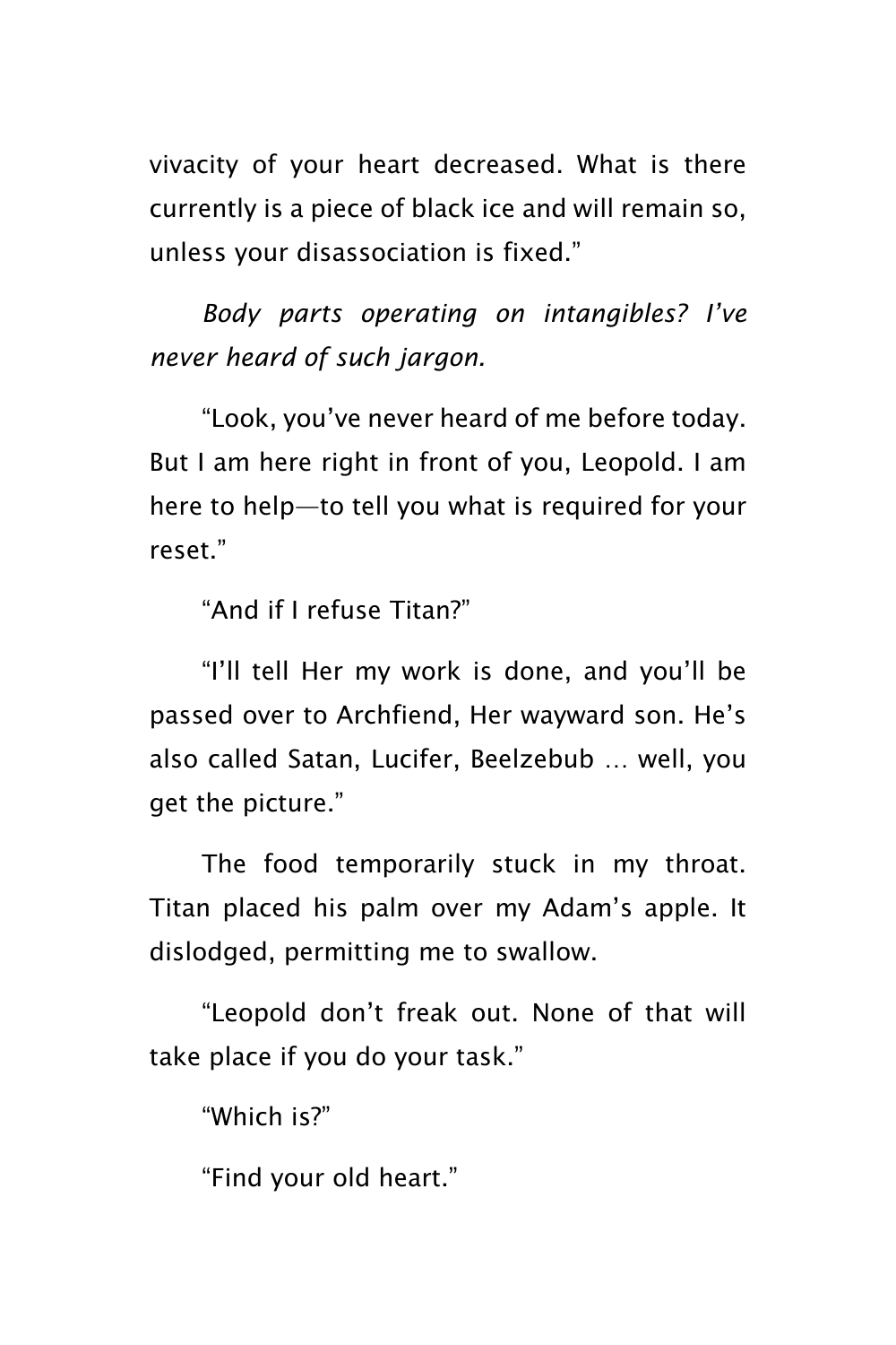vivacity of your heart decreased. What is there currently is a piece of black ice and will remain so, unless your disassociation is fixed."

*Body parts operating on intangibles? I've never heard of such jargon.*

"Look, you've never heard of me before today. But I am here right in front of you, Leopold. I am here to help—to tell you what is required for your reset."

"And if I refuse Titan?"

"I'll tell Her my work is done, and you'll be passed over to Archfiend, Her wayward son. He's also called Satan, Lucifer, Beelzebub … well, you get the picture."

The food temporarily stuck in my throat. Titan placed his palm over my Adam's apple. It dislodged, permitting me to swallow.

"Leopold don't freak out. None of that will take place if you do your task."

"Which is?"

"Find your old heart."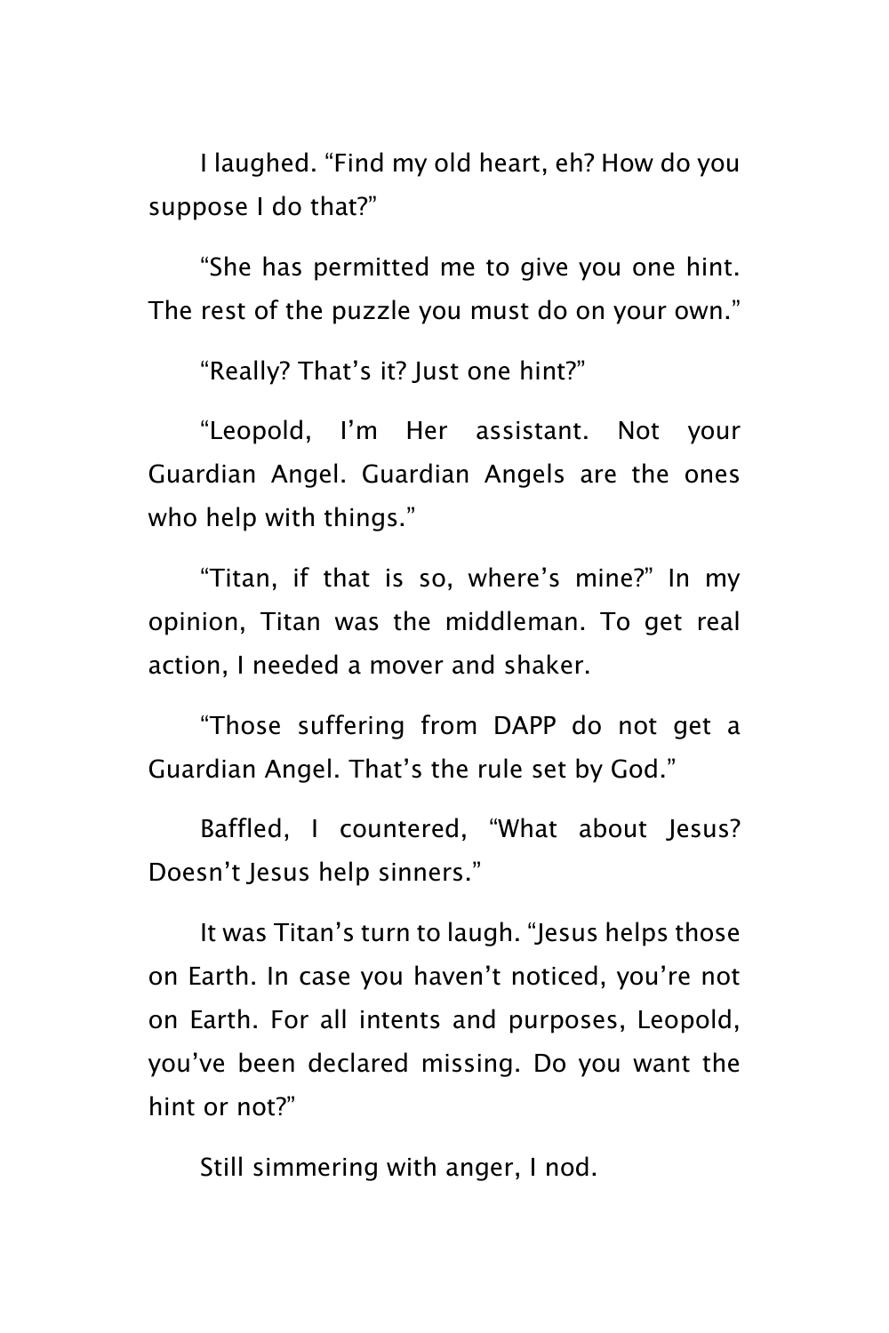I laughed. "Find my old heart, eh? How do you suppose I do that?"

"She has permitted me to give you one hint. The rest of the puzzle you must do on your own."

"Really? That's it? Just one hint?"

"Leopold, I'm Her assistant. Not your Guardian Angel. Guardian Angels are the ones who help with things."

"Titan, if that is so, where's mine?" In my opinion, Titan was the middleman. To get real action, I needed a mover and shaker.

"Those suffering from DAPP do not get a Guardian Angel. That's the rule set by God."

Baffled, I countered, "What about Jesus? Doesn't Jesus help sinners."

It was Titan's turn to laugh. "Jesus helps those on Earth. In case you haven't noticed, you're not on Earth. For all intents and purposes, Leopold, you've been declared missing. Do you want the hint or not?"

Still simmering with anger, I nod.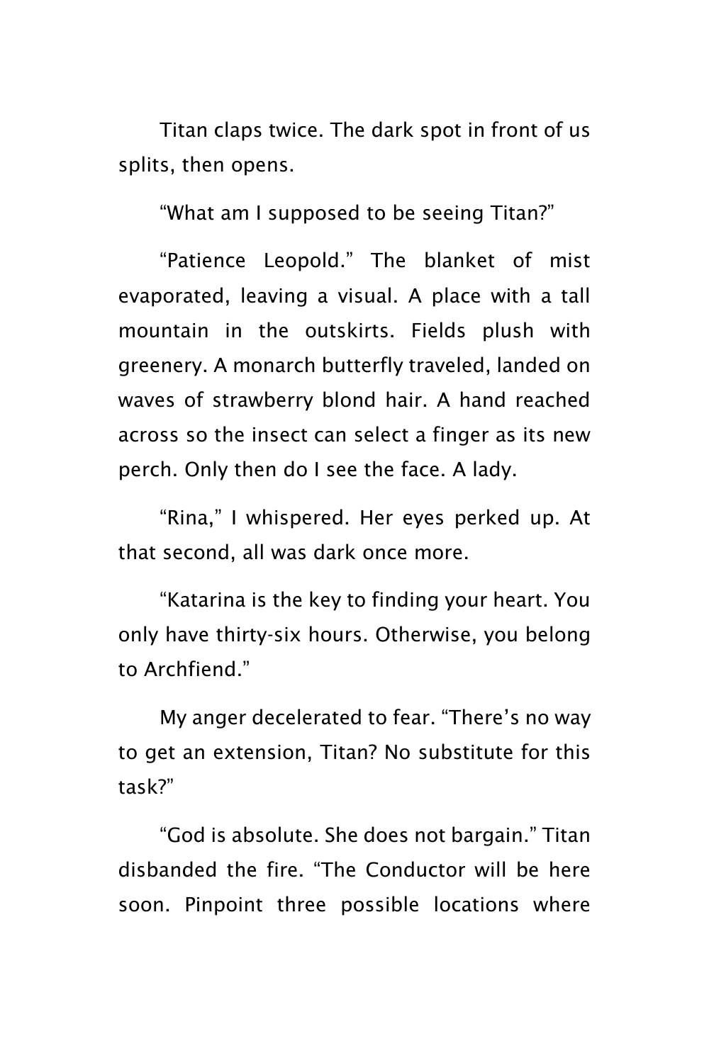Titan claps twice. The dark spot in front of us splits, then opens.

"What am I supposed to be seeing Titan?"

"Patience Leopold." The blanket of mist evaporated, leaving a visual. A place with a tall mountain in the outskirts. Fields plush with greenery. A monarch butterfly traveled, landed on waves of strawberry blond hair. A hand reached across so the insect can select a finger as its new perch. Only then do I see the face. A lady.

"Rina," I whispered. Her eyes perked up. At that second, all was dark once more.

"Katarina is the key to finding your heart. You only have thirty-six hours. Otherwise, you belong to Archfiend."

My anger decelerated to fear. "There's no way to get an extension, Titan? No substitute for this task?"

"God is absolute. She does not bargain." Titan disbanded the fire. "The Conductor will be here soon. Pinpoint three possible locations where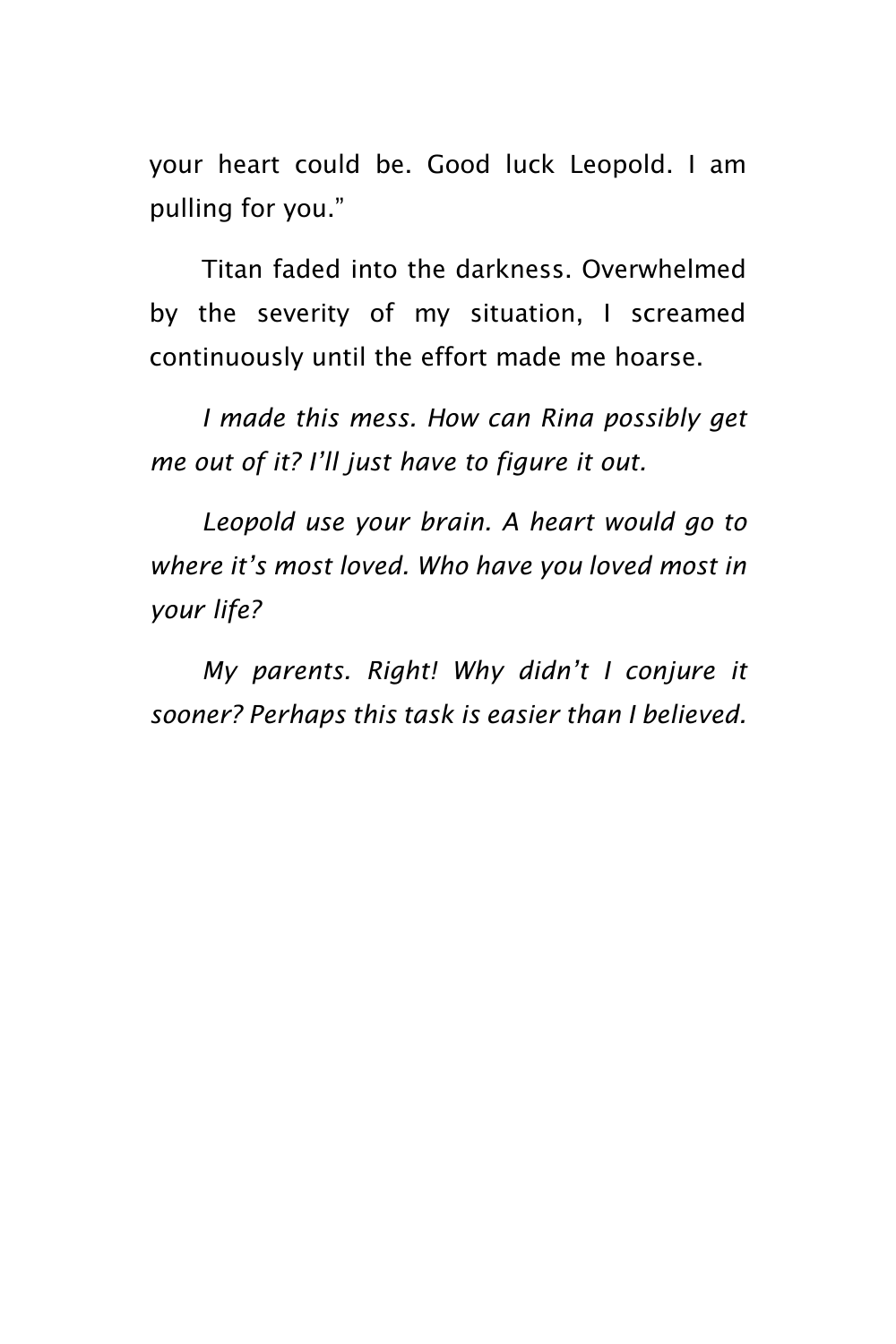your heart could be. Good luck Leopold. I am pulling for you."

Titan faded into the darkness. Overwhelmed by the severity of my situation, I screamed continuously until the effort made me hoarse.

*I made this mess. How can Rina possibly get me out of it? I'll just have to figure it out.*

*Leopold use your brain. A heart would go to where it's most loved. Who have you loved most in your life?*

*My parents. Right! Why didn't I conjure it sooner? Perhaps this task is easier than I believed.*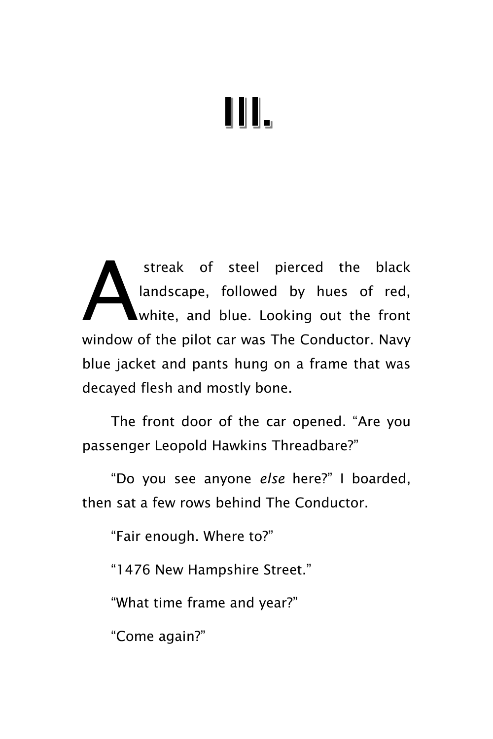# III.

A streak of steel pierced the black landscape, followed by hues of red, white, and blue. Looking out the front window of the pilot car was The Conductor. Navy blue jacket and pants hung on a frame that was decayed flesh and mostly bone.

The front door of the car opened. “Are you passenger Leopold Hawkins Threadbare?”

“Do you see anyone *else* here?” I boarded, then sat a few rows behind The Conductor.

“Fair enough. Where to?”

“1476 New Hampshire Street.”

“What time frame and year?”

“Come again?”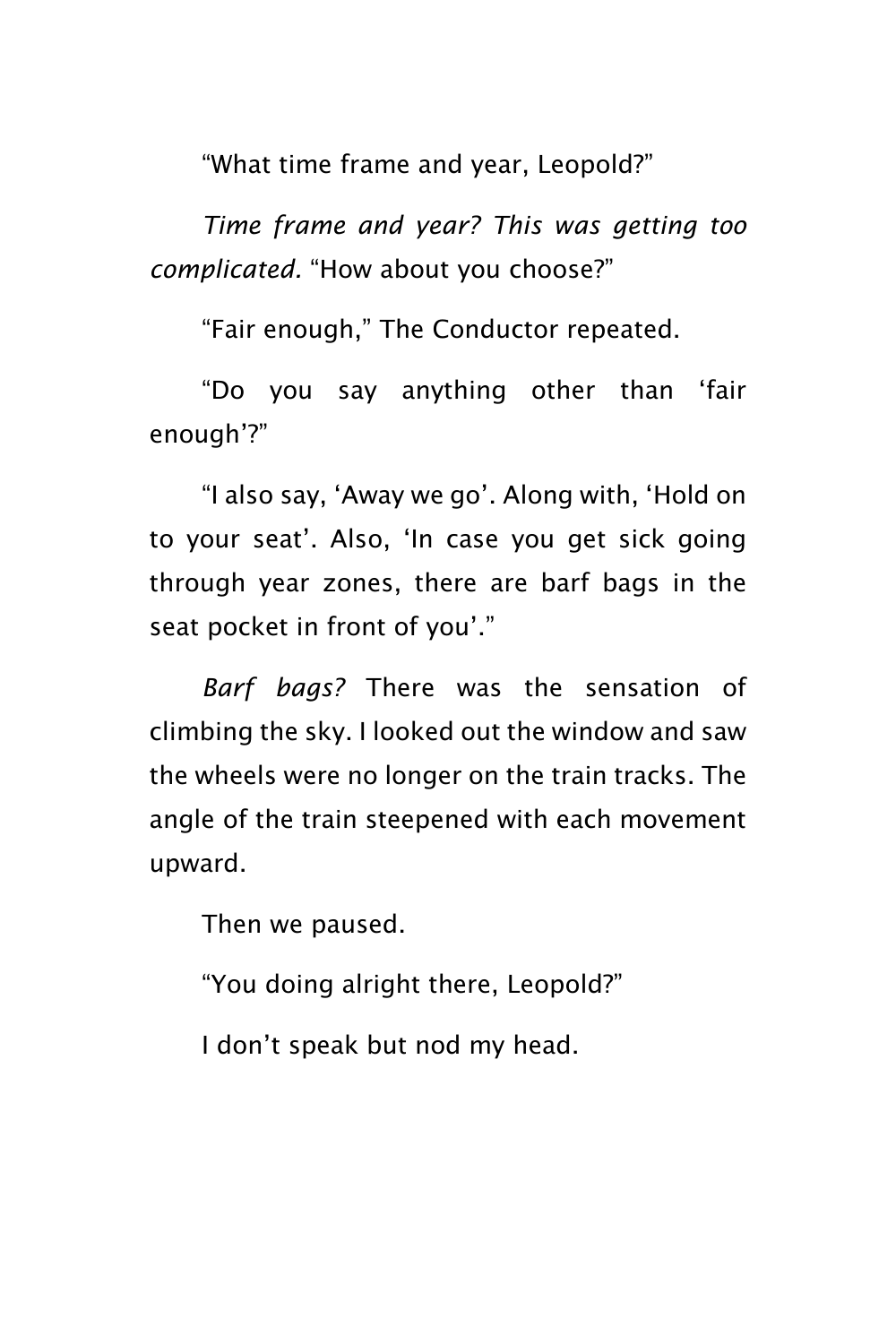"What time frame and year, Leopold?"

*Time frame and year? This was getting too complicated.* "How about you choose?"

"Fair enough," The Conductor repeated.

"Do you say anything other than 'fair enough'?"

"I also say, 'Away we go'. Along with, 'Hold on to your seat'. Also, 'In case you get sick going through year zones, there are barf bags in the seat pocket in front of you'."

*Barf bags?* There was the sensation of climbing the sky. I looked out the window and saw the wheels were no longer on the train tracks. The angle of the train steepened with each movement upward.

Then we paused.

"You doing alright there, Leopold?"

I don't speak but nod my head.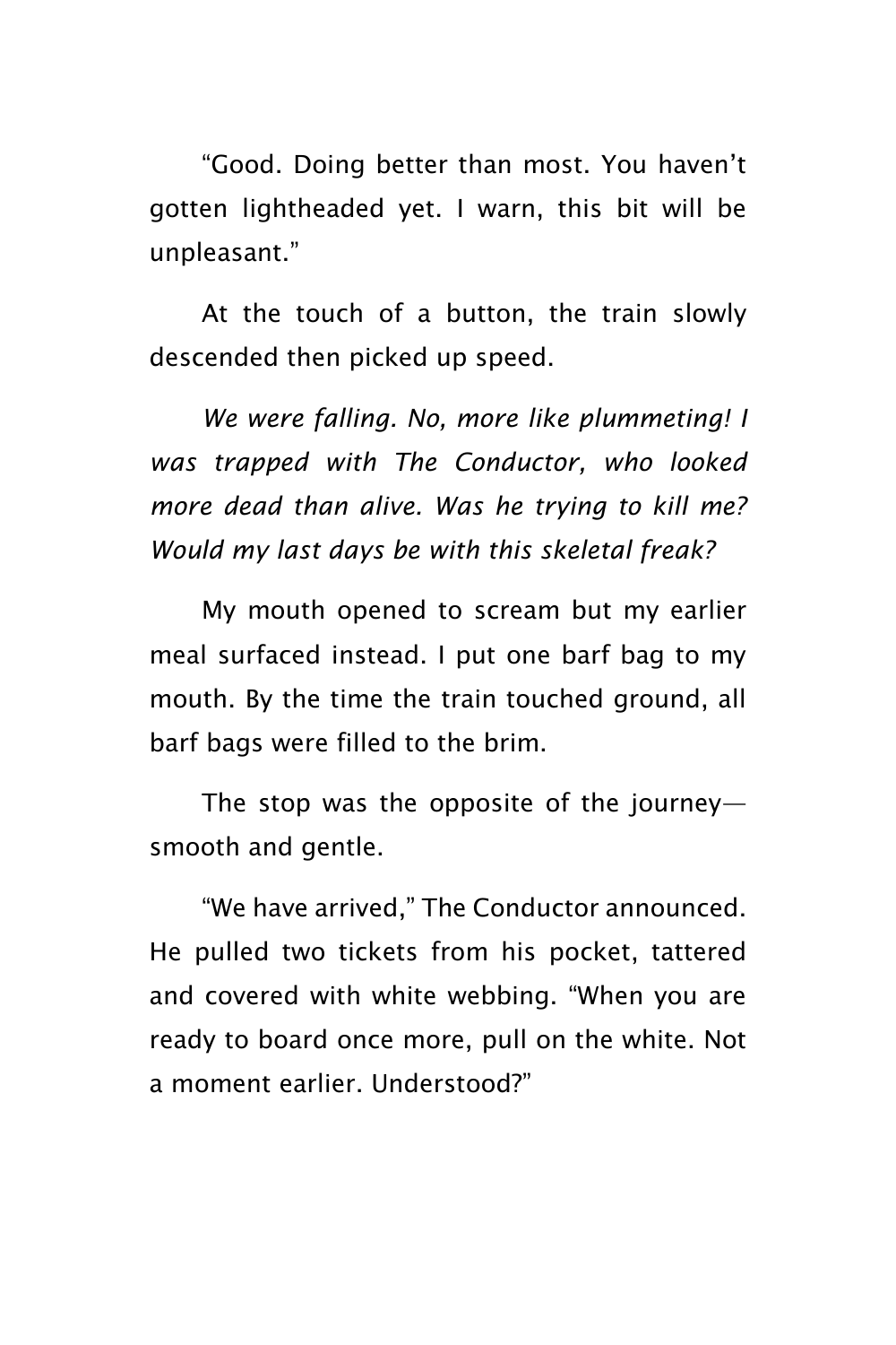"Good. Doing better than most. You haven't gotten lightheaded yet. I warn, this bit will be unpleasant."

At the touch of a button, the train slowly descended then picked up speed.

*We were falling. No, more like plummeting! I was trapped with The Conductor, who looked more dead than alive. Was he trying to kill me? Would my last days be with this skeletal freak?*

My mouth opened to scream but my earlier meal surfaced instead. I put one barf bag to my mouth. By the time the train touched ground, all barf bags were filled to the brim.

The stop was the opposite of the journey—smooth and gentle.

"We have arrived," The Conductor announced. He pulled two tickets from his pocket, tattered and covered with white webbing. "When you are ready to board once more, pull on the white. Not a moment earlier. Understood?"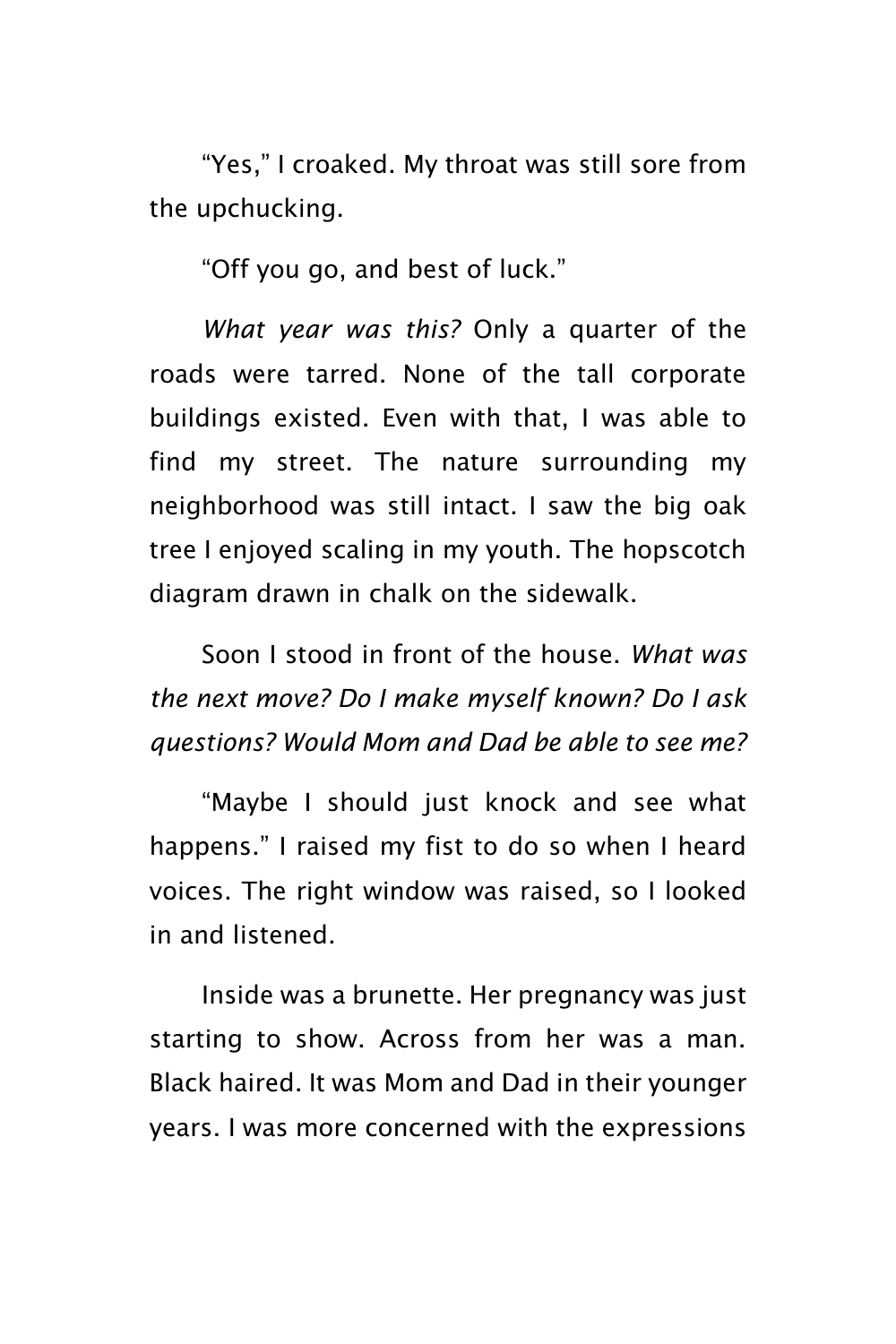"Yes," I croaked. My throat was still sore from the upchucking.

"Off you go, and best of luck."

*What year was this?* Only a quarter of the roads were tarred. None of the tall corporate buildings existed. Even with that, I was able to find my street. The nature surrounding my neighborhood was still intact. I saw the big oak tree I enjoyed scaling in my youth. The hopscotch diagram drawn in chalk on the sidewalk.

Soon I stood in front of the house. *What was the next move? Do I make myself known? Do I ask questions? Would Mom and Dad be able to see me?*

"Maybe I should just knock and see what happens." I raised my fist to do so when I heard voices. The right window was raised, so I looked in and listened.

Inside was a brunette. Her pregnancy was just starting to show. Across from her was a man. Black haired. It was Mom and Dad in their younger years. I was more concerned with the expressions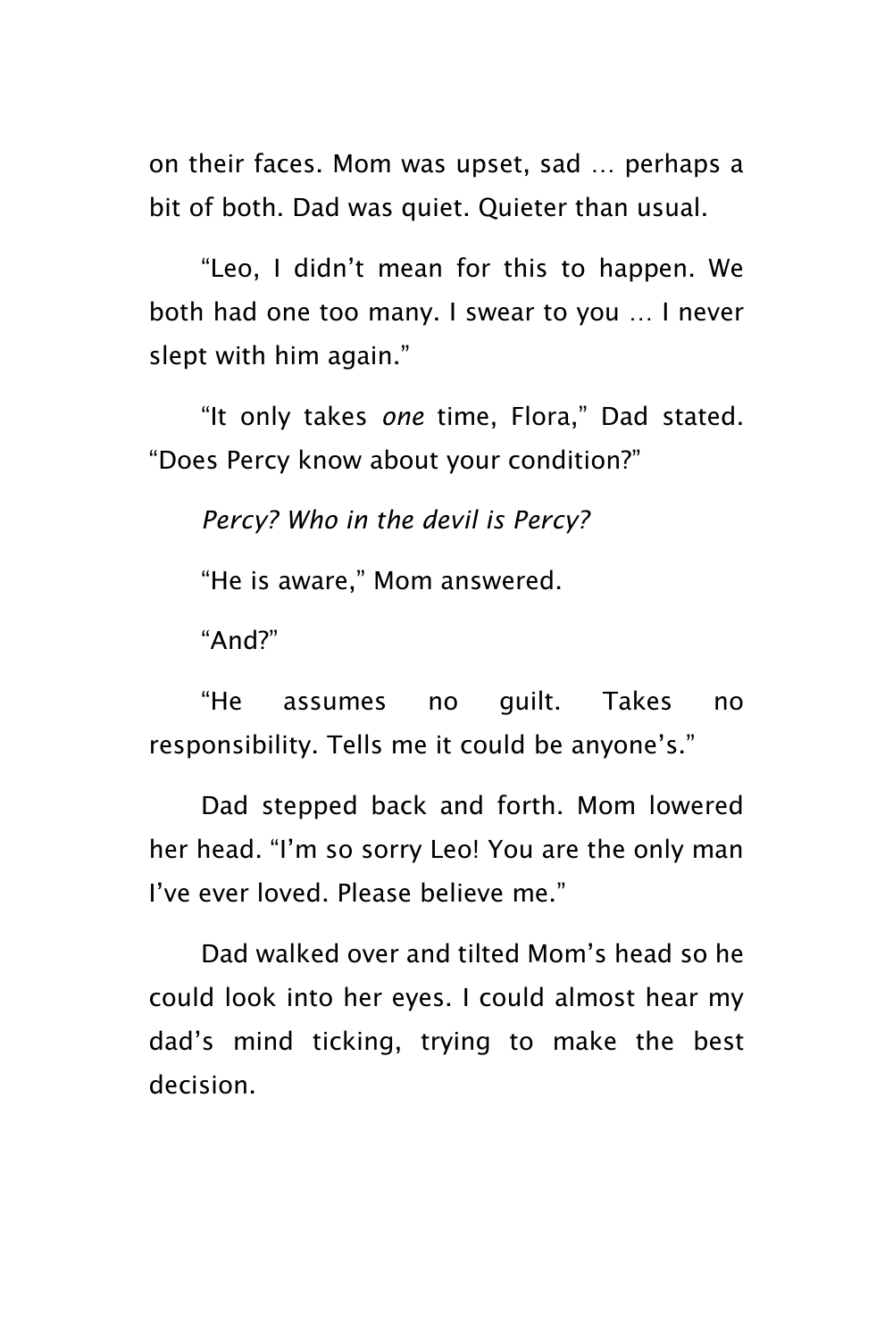on their faces. Mom was upset, sad … perhaps a bit of both. Dad was quiet. Quieter than usual.

"Leo, I didn't mean for this to happen. We both had one too many. I swear to you … I never slept with him again."

"It only takes *one* time, Flora," Dad stated. "Does Percy know about your condition?"

*Percy? Who in the devil is Percy?*

"He is aware," Mom answered.

"And?"

"He assumes no guilt. Takes no responsibility. Tells me it could be anyone's."

Dad stepped back and forth. Mom lowered her head. "I'm so sorry Leo! You are the only man I've ever loved. Please believe me."

Dad walked over and tilted Mom's head so he could look into her eyes. I could almost hear my dad's mind ticking, trying to make the best decision.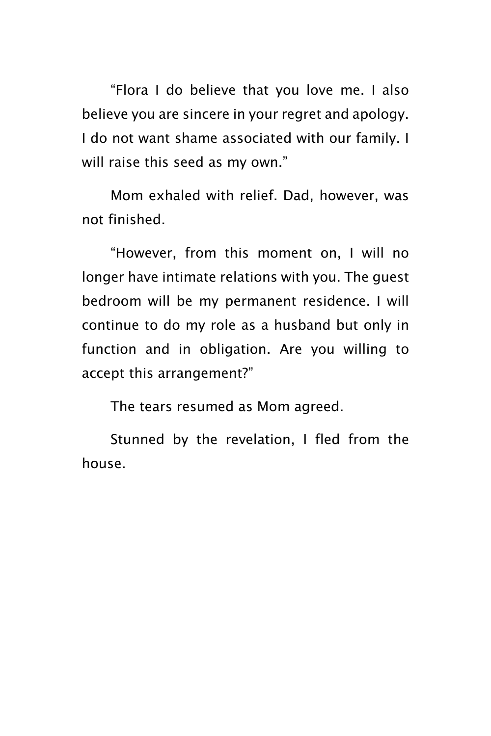"Flora I do believe that you love me. I also believe you are sincere in your regret and apology. I do not want shame associated with our family. I will raise this seed as my own."

Mom exhaled with relief. Dad, however, was not finished.

"However, from this moment on, I will no longer have intimate relations with you. The guest bedroom will be my permanent residence. I will continue to do my role as a husband but only in function and in obligation. Are you willing to accept this arrangement?"

The tears resumed as Mom agreed.

Stunned by the revelation, I fled from the house.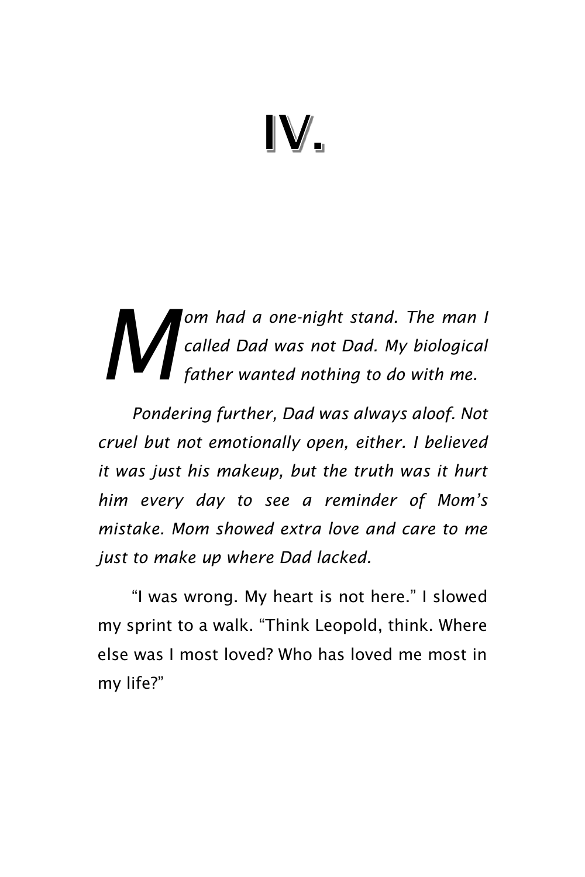# IV.

*Mom had a one-night stand. The man I called Dad was not Dad. My biological father wanted nothing to do with me.*

*Pondering further, Dad was always aloof. Not cruel but not emotionally open, either. I believed it was just his makeup, but the truth was it hurt him every day to see a reminder of Mom's mistake. Mom showed extra love and care to me just to make up where Dad lacked.*

"I was wrong. My heart is not here." I slowed my sprint to a walk. "Think Leopold, think. Where else was I most loved? Who has loved me most in my life?"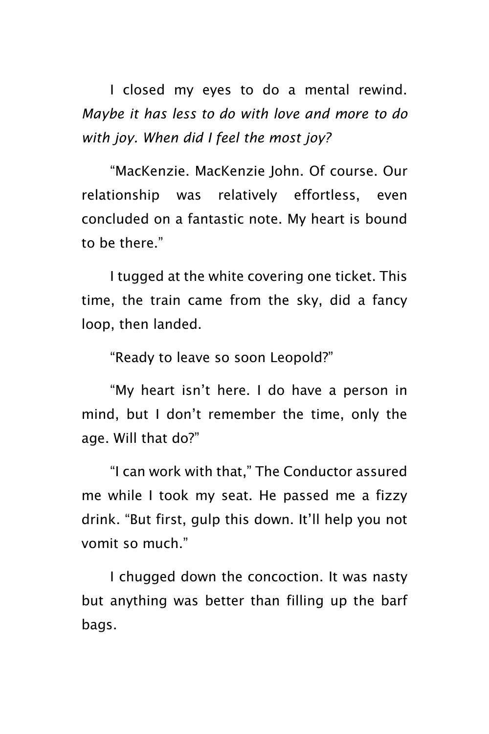I closed my eyes to do a mental rewind. *Maybe it has less to do with love and more to do with joy. When did I feel the most joy?*

“MacKenzie. MacKenzie John. Of course. Our relationship was relatively effortless, even concluded on a fantastic note. My heart is bound to be there.”

I tugged at the white covering one ticket. This time, the train came from the sky, did a fancy loop, then landed.

“Ready to leave so soon Leopold?”

“My heart isn’t here. I do have a person in mind, but I don’t remember the time, only the age. Will that do?”

“I can work with that,” The Conductor assured me while I took my seat. He passed me a fizzy drink. “But first, gulp this down. It’ll help you not vomit so much.”

I chugged down the concoction. It was nasty but anything was better than filling up the barf bags.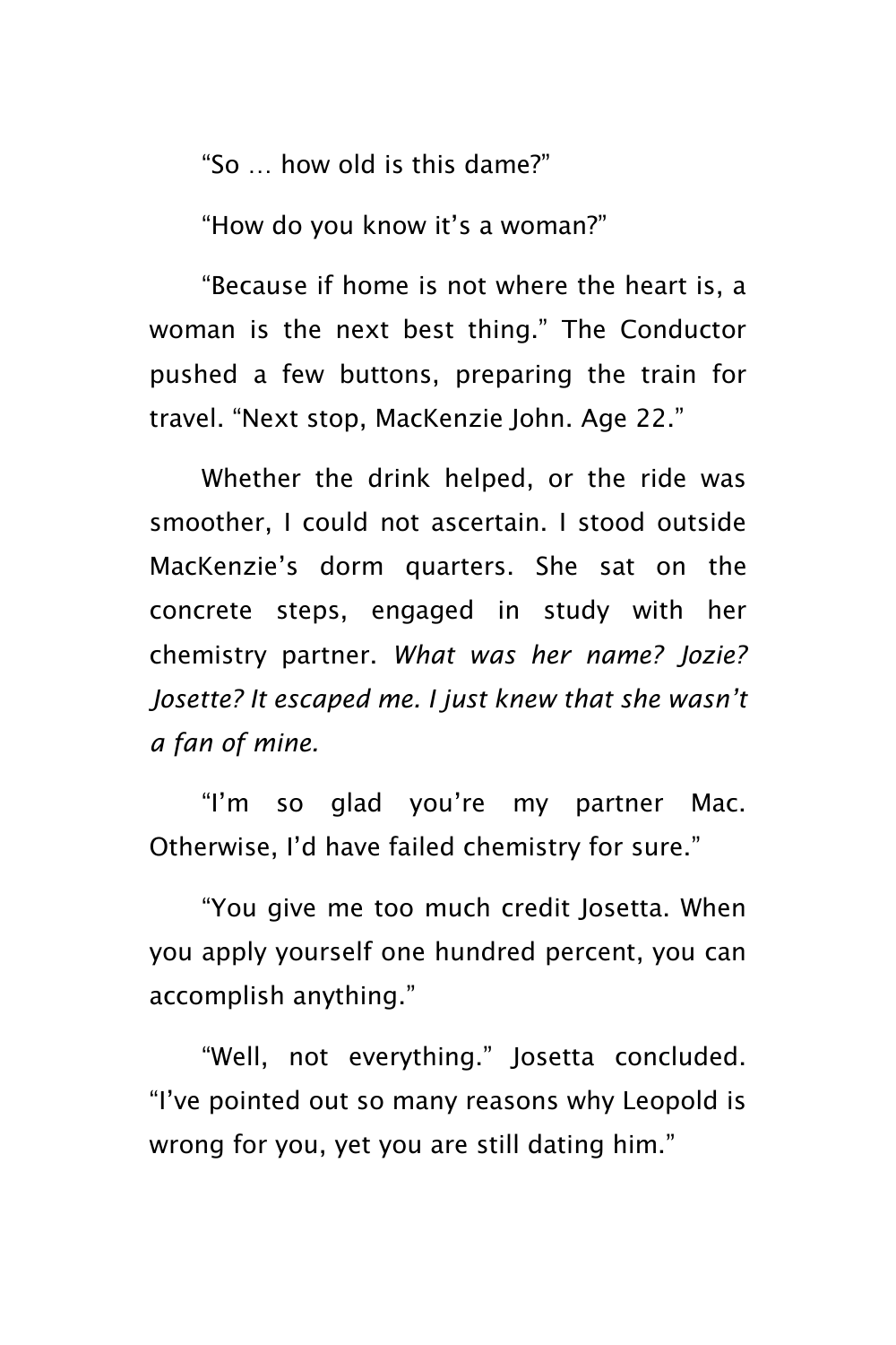"So … how old is this dame?"

"How do you know it's a woman?"

"Because if home is not where the heart is, a woman is the next best thing." The Conductor pushed a few buttons, preparing the train for travel. "Next stop, MacKenzie John. Age 22."

Whether the drink helped, or the ride was smoother, I could not ascertain. I stood outside MacKenzie's dorm quarters. She sat on the concrete steps, engaged in study with her chemistry partner. *What was her name? Jozie? Josette? It escaped me. I just knew that she wasn't a fan of mine.*

"I'm so glad you're my partner Mac. Otherwise, I'd have failed chemistry for sure."

"You give me too much credit Josetta. When you apply yourself one hundred percent, you can accomplish anything."

"Well, not everything." Josetta concluded. "I've pointed out so many reasons why Leopold is wrong for you, yet you are still dating him."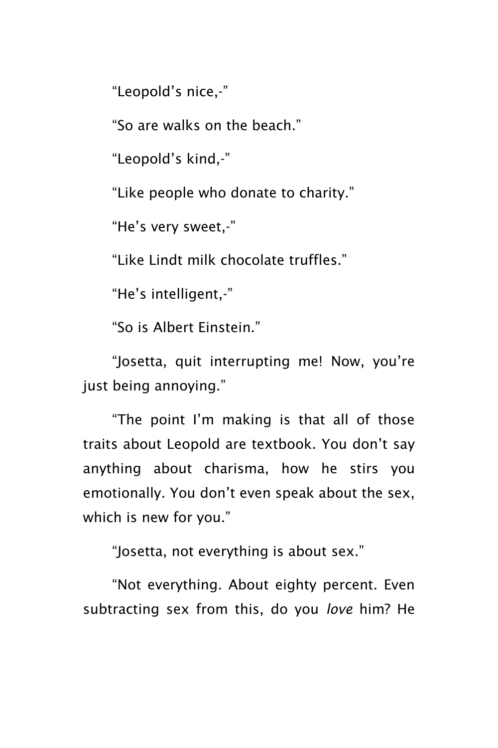"Leopold's nice,-"

"So are walks on the beach."

"Leopold's kind,-"

"Like people who donate to charity."

"He's very sweet,-"

"Like Lindt milk chocolate truffles."

"He's intelligent,-"

"So is Albert Einstein."

"Josetta, quit interrupting me! Now, you're just being annoying."

"The point I'm making is that all of those traits about Leopold are textbook. You don't say anything about charisma, how he stirs you emotionally. You don't even speak about the sex, which is new for you."

"Josetta, not everything is about sex."

"Not everything. About eighty percent. Even subtracting sex from this, do you *love* him? He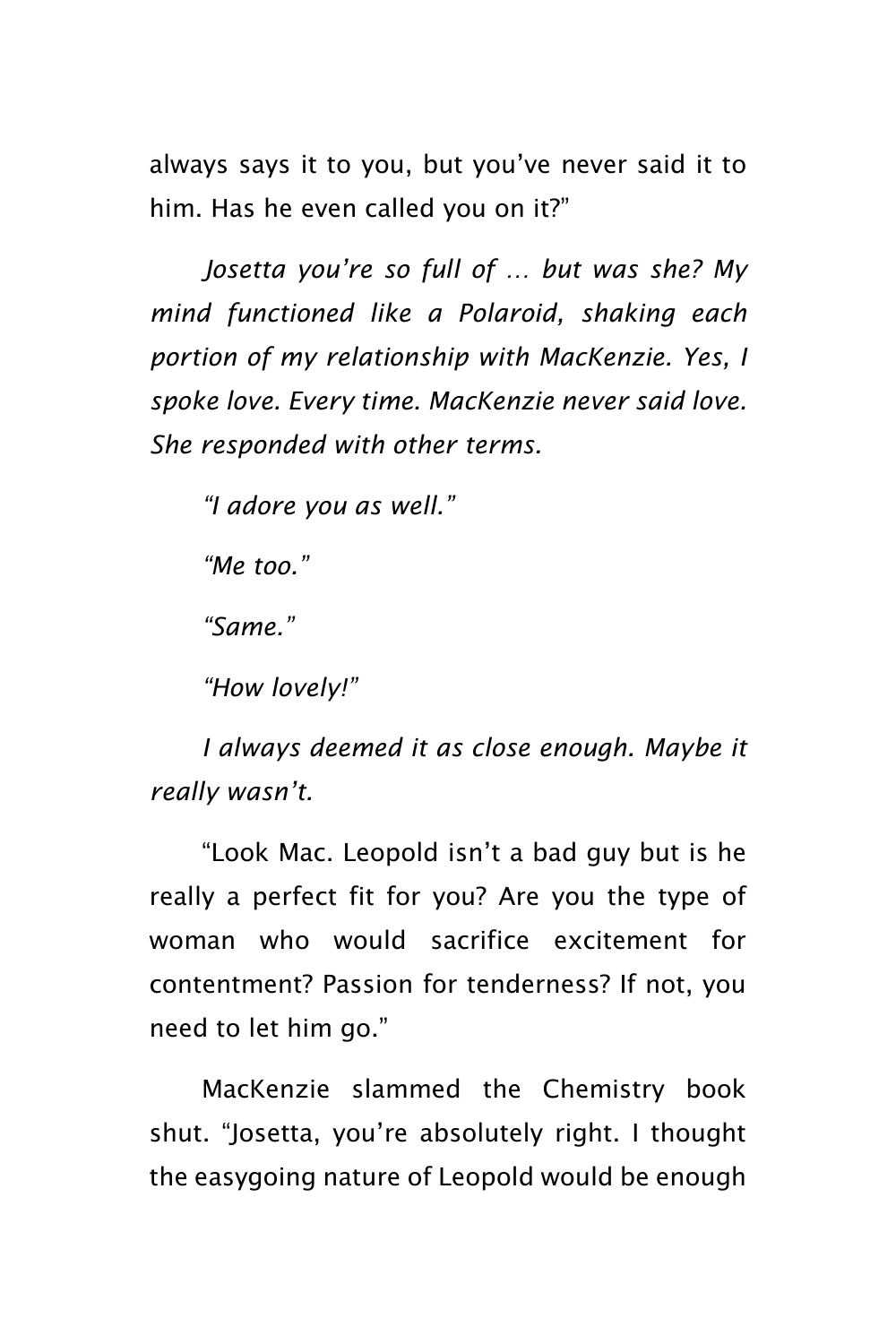always says it to you, but you've never said it to him. Has he even called you on it?"

*Josetta you're so full of … but was she? My mind functioned like a Polaroid, shaking each portion of my relationship with MacKenzie. Yes, I spoke love. Every time. MacKenzie never said love. She responded with other terms.*

*"I adore you as well."*

*"Me too."*

*"Same."*

*"How lovely!"*

*I always deemed it as close enough. Maybe it really wasn't.*

"Look Mac. Leopold isn't a bad guy but is he really a perfect fit for you? Are you the type of woman who would sacrifice excitement for contentment? Passion for tenderness? If not, you need to let him go."

MacKenzie slammed the Chemistry book shut. "Josetta, you're absolutely right. I thought the easygoing nature of Leopold would be enough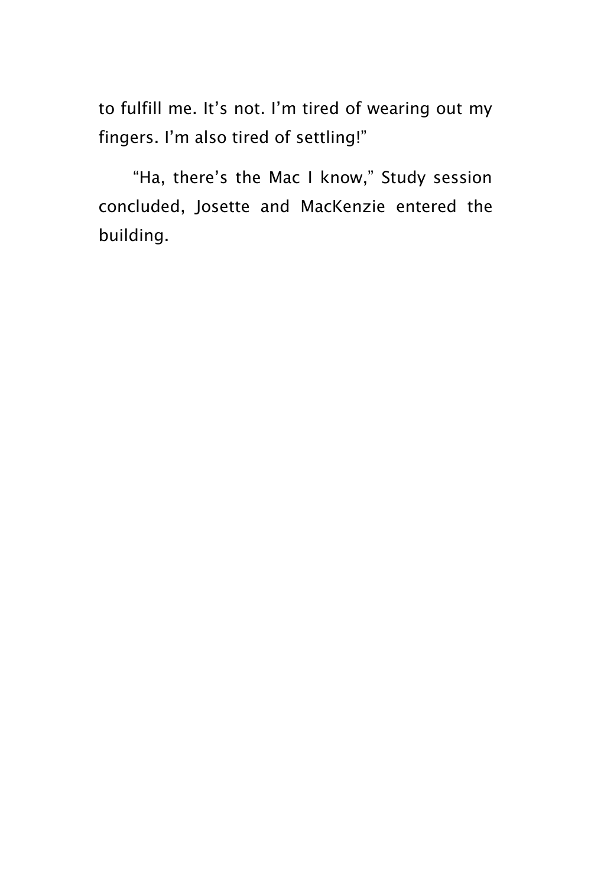to fulfill me. It's not. I'm tired of wearing out my fingers. I'm also tired of settling!"

"Ha, there's the Mac I know," Study session concluded, Josette and MacKenzie entered the building.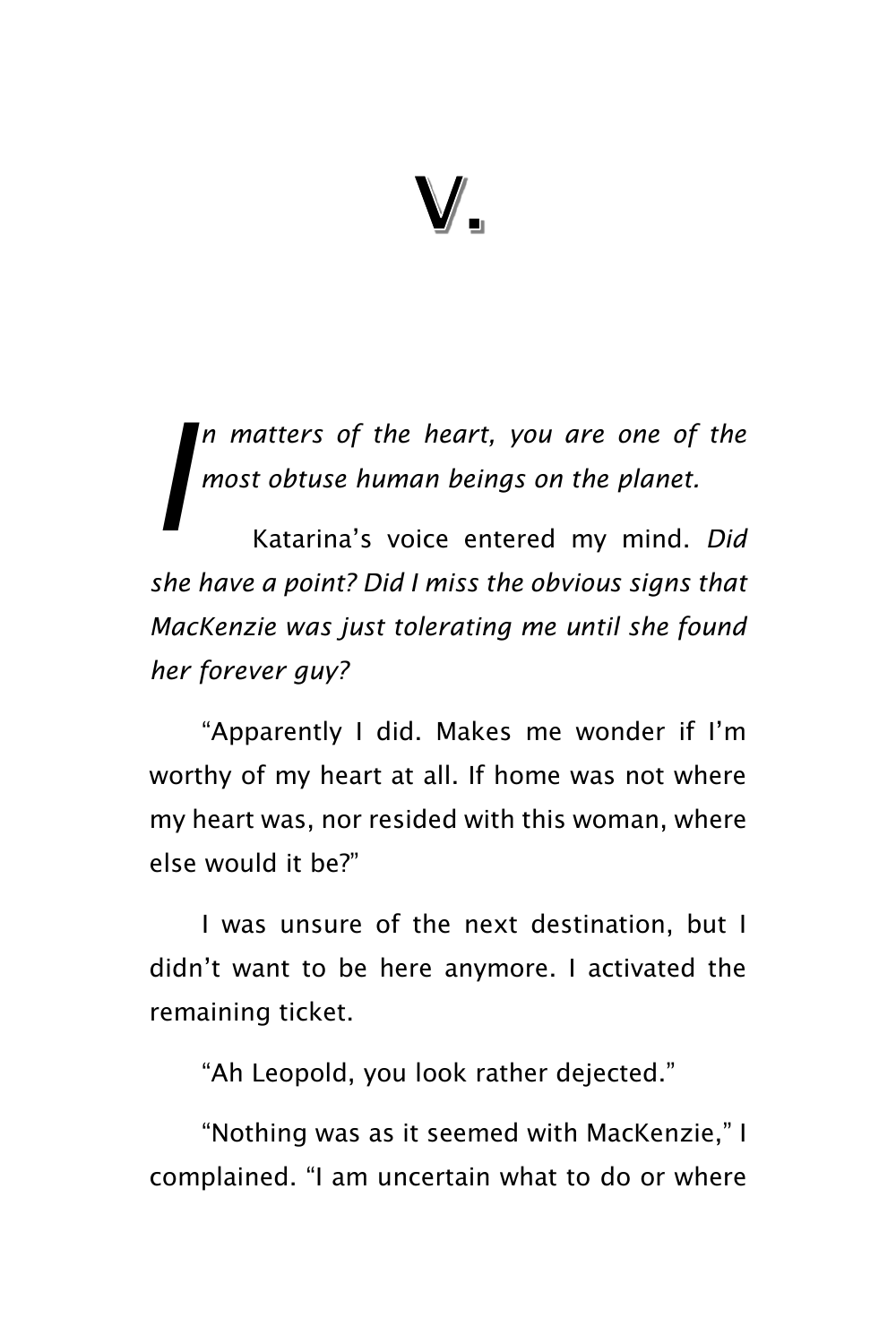# V.

*In matters of the heart, you are one of the most obtuse human beings on the planet.*

Katarina's voice entered my mind. *Did she have a point? Did I miss the obvious signs that MacKenzie was just tolerating me until she found her forever guy?*

"Apparently I did. Makes me wonder if I'm worthy of my heart at all. If home was not where my heart was, nor resided with this woman, where else would it be?"

I was unsure of the next destination, but I didn't want to be here anymore. I activated the remaining ticket.

"Ah Leopold, you look rather dejected."

"Nothing was as it seemed with MacKenzie," I complained. "I am uncertain what to do or where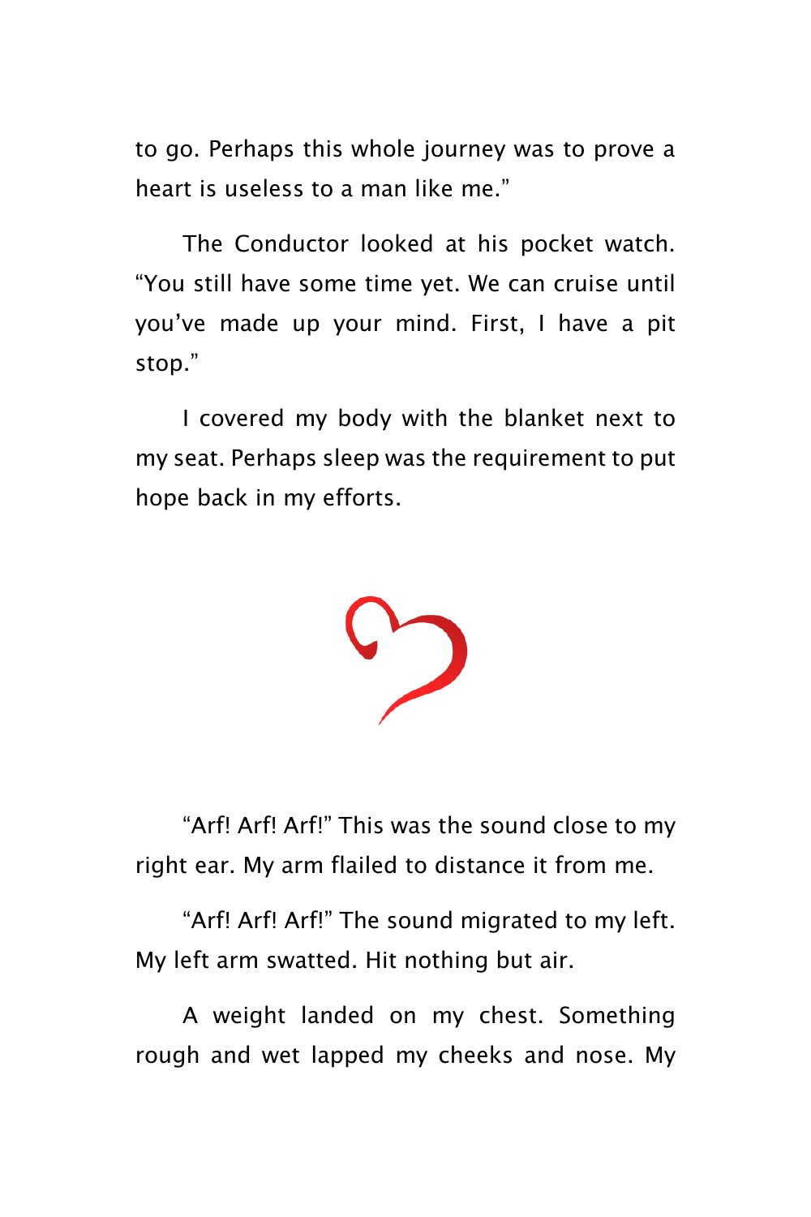to go. Perhaps this whole journey was to prove a heart is useless to a man like me."

The Conductor looked at his pocket watch. "You still have some time yet. We can cruise until you've made up your mind. First, I have a pit stop."

I covered my body with the blanket next to my seat. Perhaps sleep was the requirement to put hope back in my efforts.

"Arf! Arf! Arf!" This was the sound close to my right ear. My arm flailed to distance it from me.

"Arf! Arf! Arf!" The sound migrated to my left. My left arm swatted. Hit nothing but air.

A weight landed on my chest. Something rough and wet lapped my cheeks and nose. My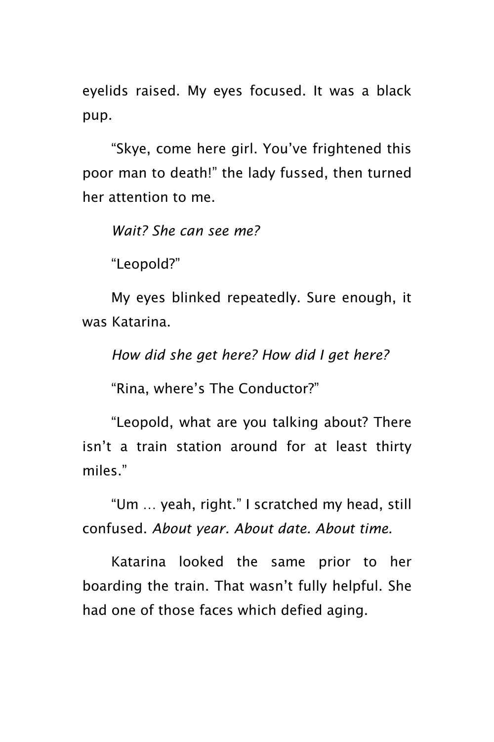eyelids raised. My eyes focused. It was a black pup.

"Skye, come here girl. You've frightened this poor man to death!" the lady fussed, then turned her attention to me.

*Wait? She can see me?*

"Leopold?"

My eyes blinked repeatedly. Sure enough, it was Katarina.

*How did she get here? How did I get here?*

"Rina, where's The Conductor?"

"Leopold, what are you talking about? There isn't a train station around for at least thirty miles."

"Um … yeah, right." I scratched my head, still confused. *About year. About date. About time.*

Katarina looked the same prior to her boarding the train. That wasn't fully helpful. She had one of those faces which defied aging.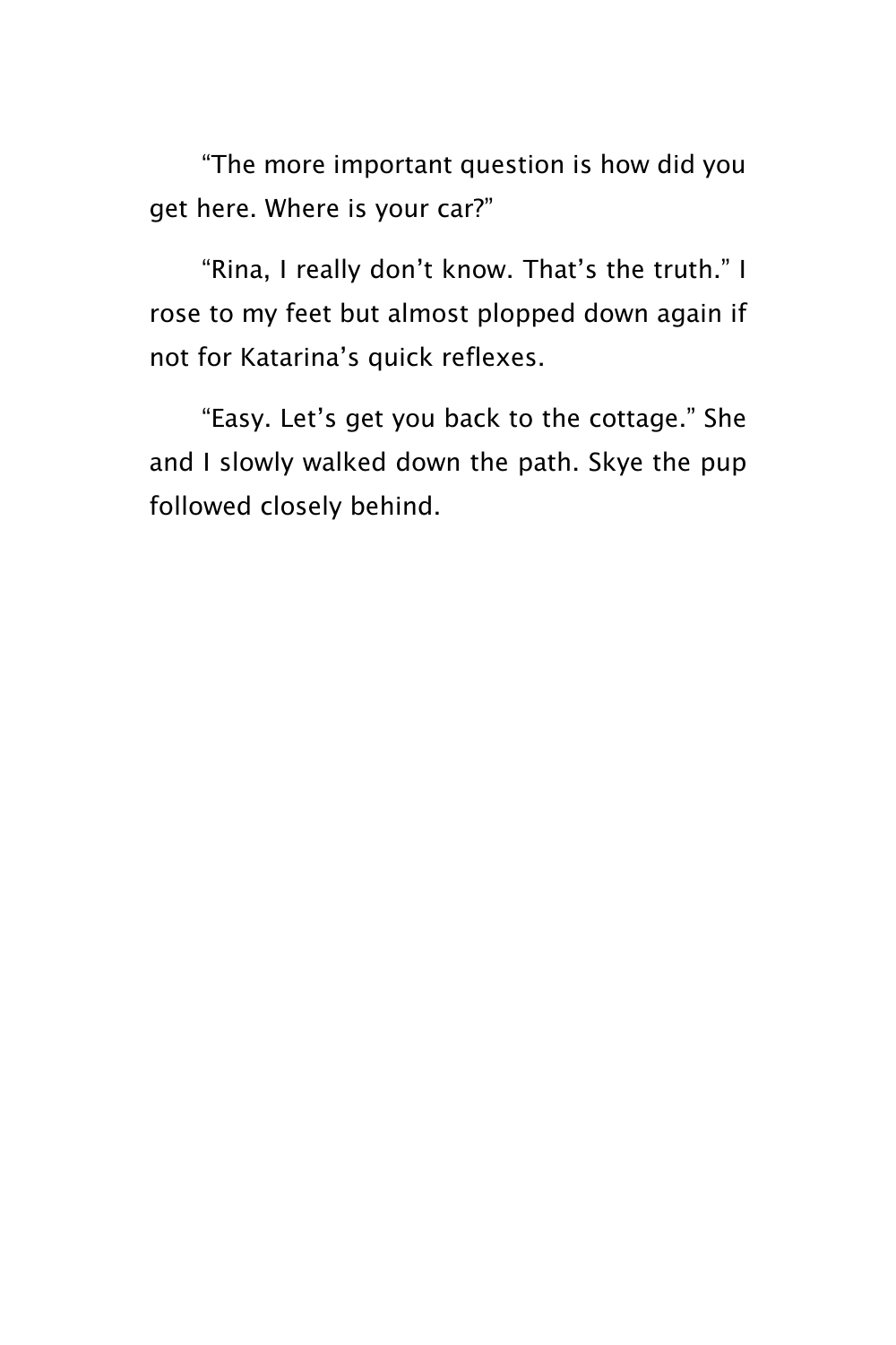"The more important question is how did you get here. Where is your car?"

"Rina, I really don't know. That's the truth." I rose to my feet but almost plopped down again if not for Katarina's quick reflexes.

"Easy. Let's get you back to the cottage." She and I slowly walked down the path. Skye the pup followed closely behind.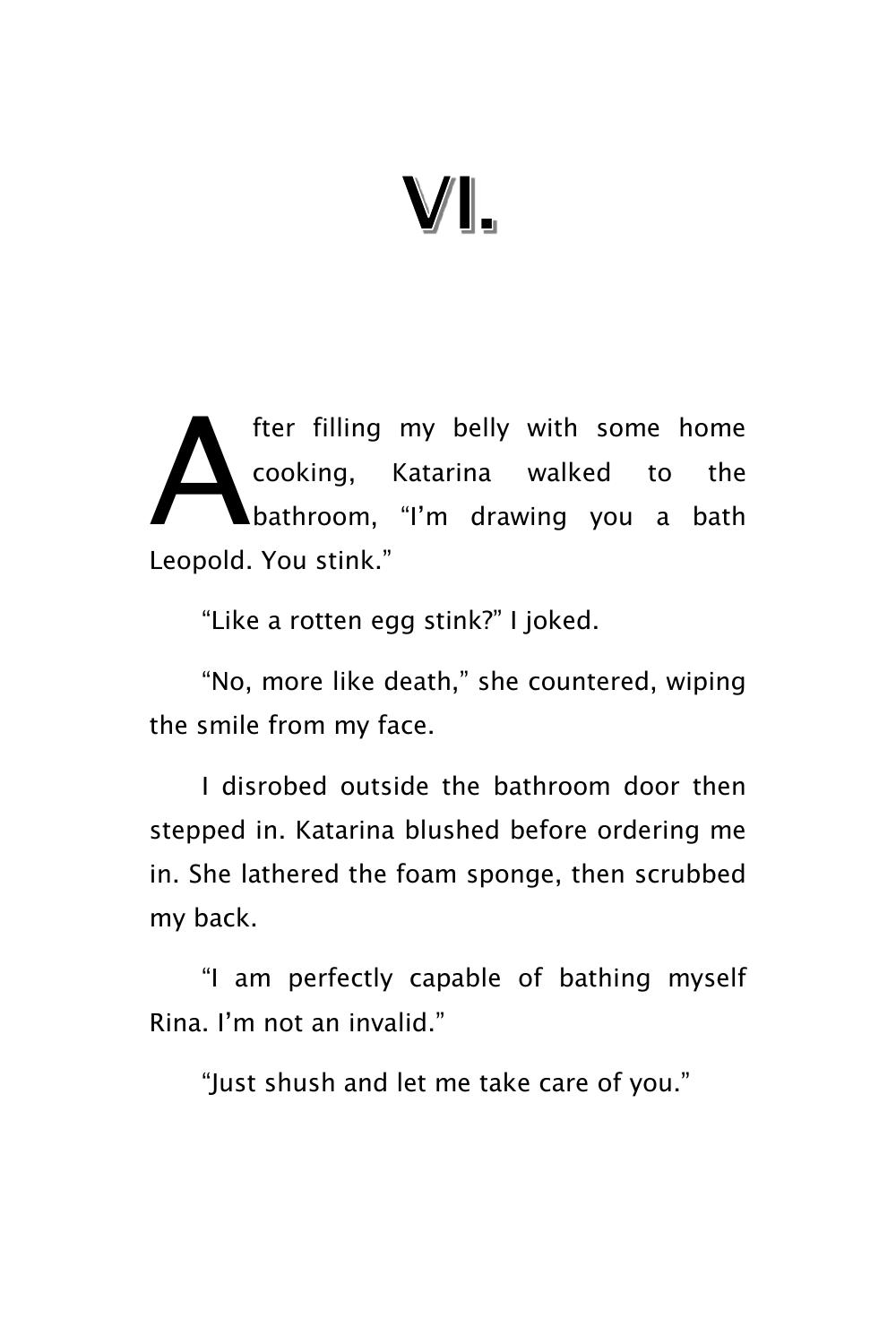# VI.

After filling my belly with some home cooking, Katarina walked to the bathroom, "I'm drawing you a bath Leopold. You stink."

"Like a rotten egg stink?" I joked.

"No, more like death," she countered, wiping the smile from my face.

I disrobed outside the bathroom door then stepped in. Katarina blushed before ordering me in. She lathered the foam sponge, then scrubbed my back.

"I am perfectly capable of bathing myself Rina. I'm not an invalid."

"Just shush and let me take care of you."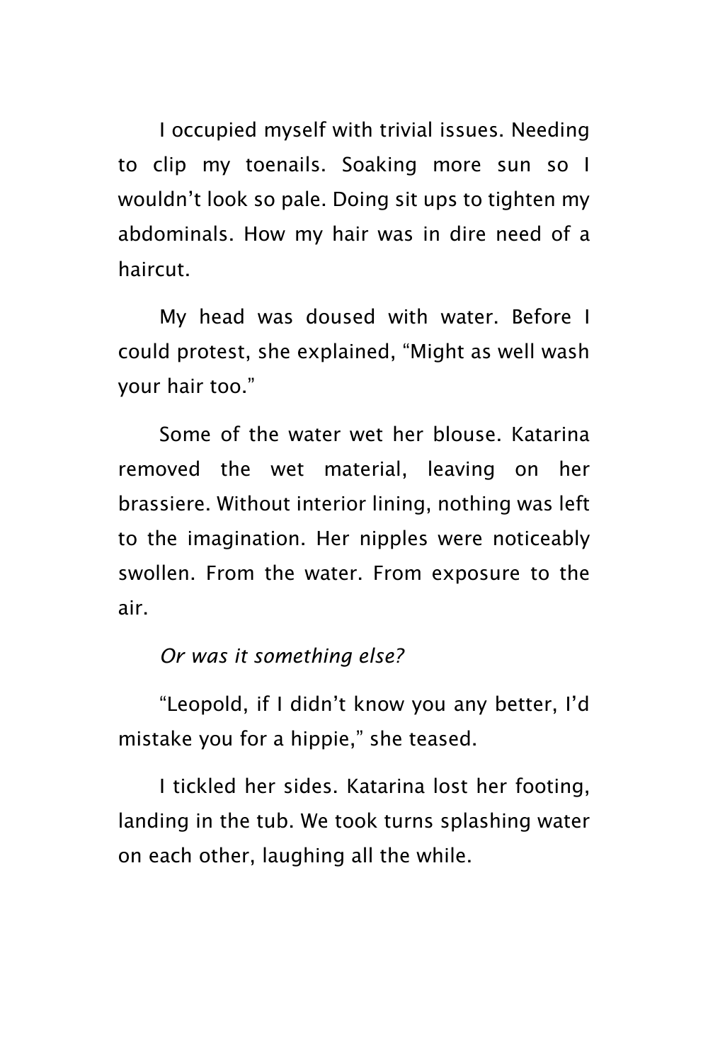I occupied myself with trivial issues. Needing to clip my toenails. Soaking more sun so I wouldn't look so pale. Doing sit ups to tighten my abdominals. How my hair was in dire need of a haircut.

My head was doused with water. Before I could protest, she explained, "Might as well wash your hair too."

Some of the water wet her blouse. Katarina removed the wet material, leaving on her brassiere. Without interior lining, nothing was left to the imagination. Her nipples were noticeably swollen. From the water. From exposure to the air.

*Or was it something else?*

"Leopold, if I didn't know you any better, I'd mistake you for a hippie," she teased.

I tickled her sides. Katarina lost her footing, landing in the tub. We took turns splashing water on each other, laughing all the while.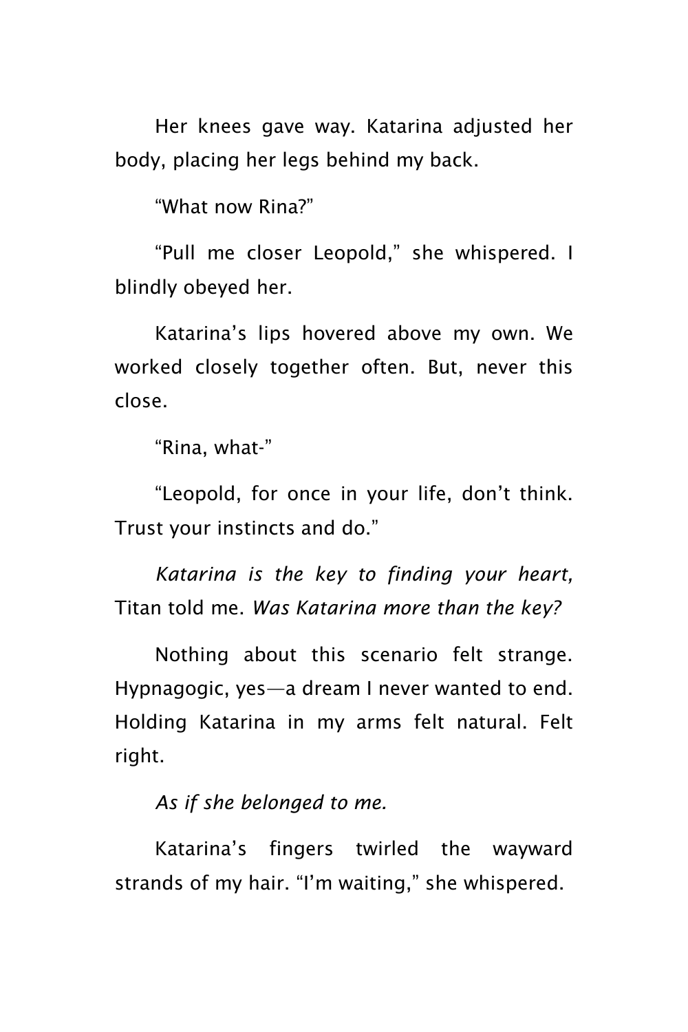Her knees gave way. Katarina adjusted her body, placing her legs behind my back.

"What now Rina?"

"Pull me closer Leopold," she whispered. I blindly obeyed her.

Katarina's lips hovered above my own. We worked closely together often. But, never this close.

"Rina, what-"

"Leopold, for once in your life, don't think. Trust your instincts and do."

*Katarina is the key to finding your heart,* Titan told me. *Was Katarina more than the key?*

Nothing about this scenario felt strange. Hypnagogic, yes—a dream I never wanted to end. Holding Katarina in my arms felt natural. Felt right.

*As if she belonged to me.*

Katarina's fingers twirled the wayward strands of my hair. "I'm waiting," she whispered.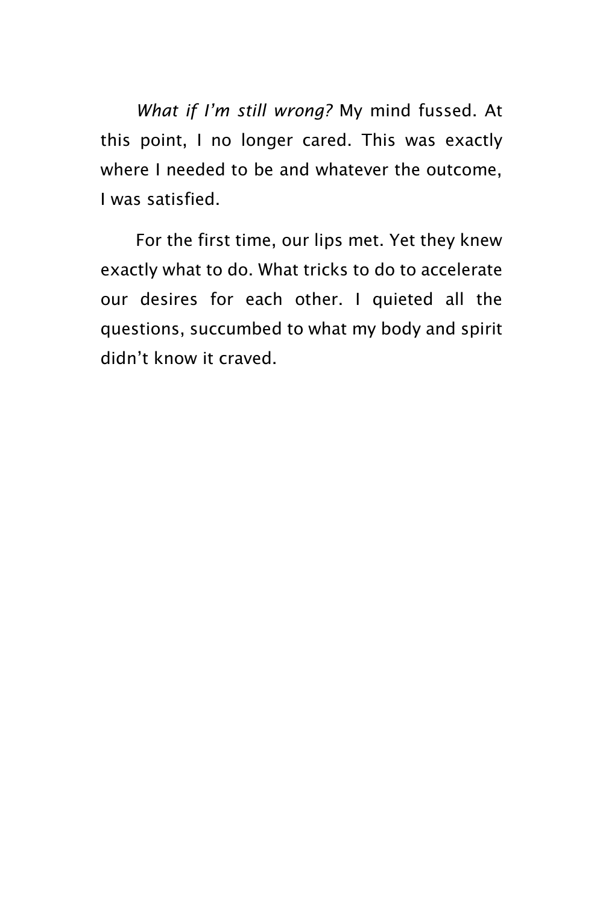*What if I'm still wrong?* My mind fussed. At this point, I no longer cared. This was exactly where I needed to be and whatever the outcome, I was satisfied.

For the first time, our lips met. Yet they knew exactly what to do. What tricks to do to accelerate our desires for each other. I quieted all the questions, succumbed to what my body and spirit didn't know it craved.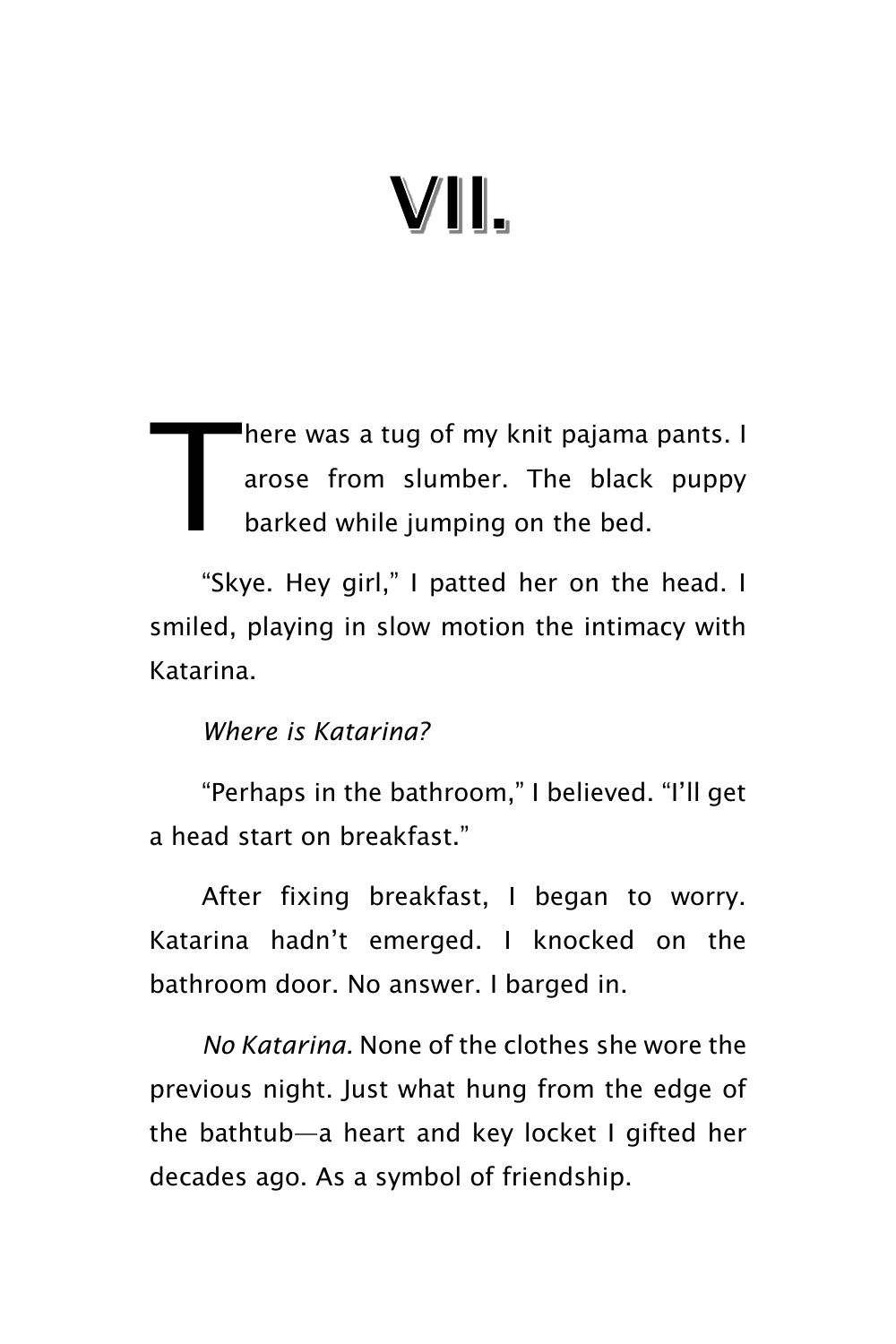# VII.

There was a tug of my knit pajama pants. I arose from slumber. The black puppy barked while jumping on the bed.

"Skye. Hey girl," I patted her on the head. I smiled, playing in slow motion the intimacy with Katarina.

*Where is Katarina?*

"Perhaps in the bathroom," I believed. "I'll get a head start on breakfast."

After fixing breakfast, I began to worry. Katarina hadn't emerged. I knocked on the bathroom door. No answer. I barged in.

*No Katarina.* None of the clothes she wore the previous night. Just what hung from the edge of the bathtub—a heart and key locket I gifted her decades ago. As a symbol of friendship.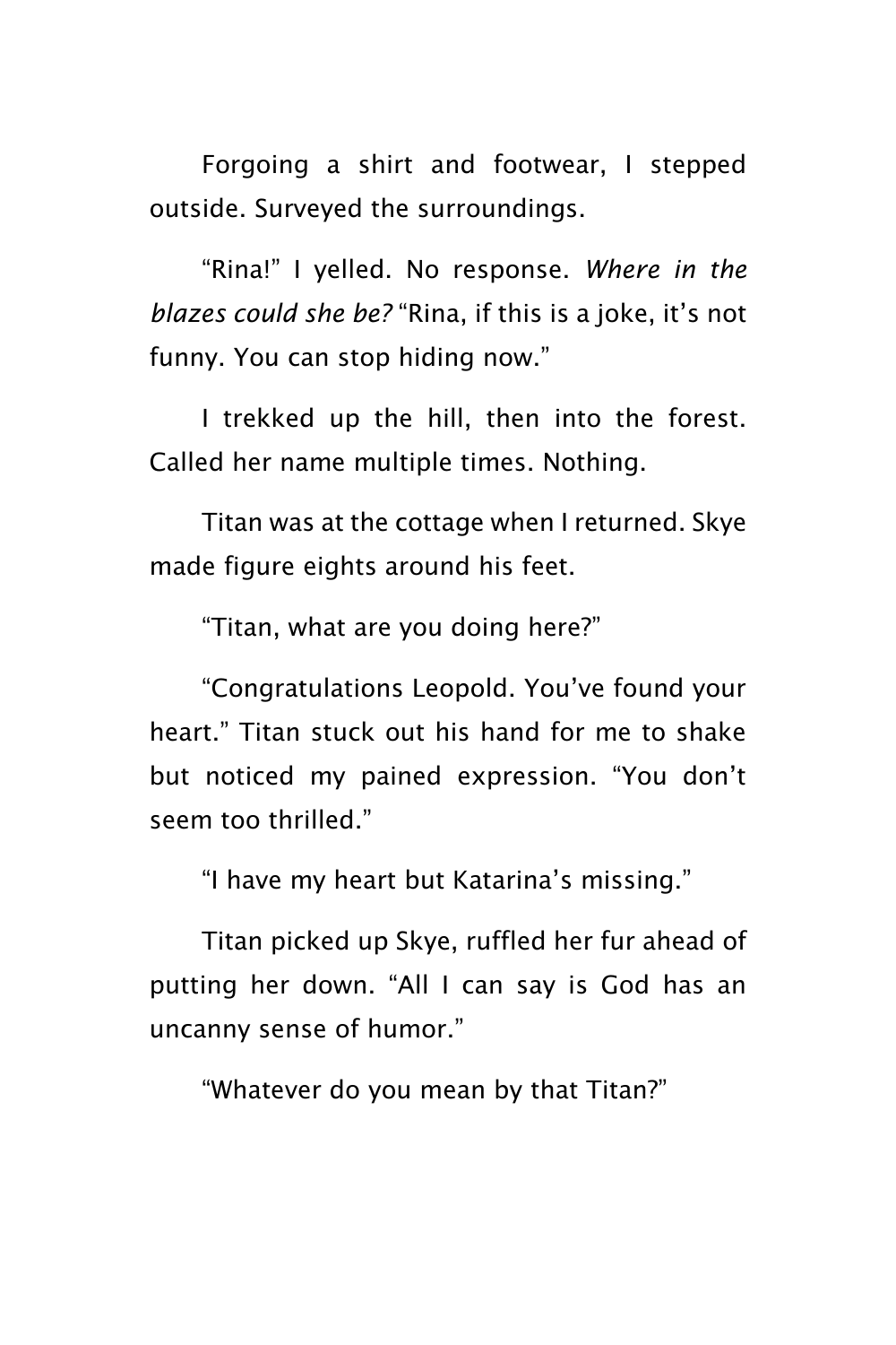Forgoing a shirt and footwear, I stepped outside. Surveyed the surroundings.

"Rina!" I yelled. No response. *Where in the blazes could she be?* "Rina, if this is a joke, it's not funny. You can stop hiding now."

I trekked up the hill, then into the forest. Called her name multiple times. Nothing.

Titan was at the cottage when I returned. Skye made figure eights around his feet.

"Titan, what are you doing here?"

"Congratulations Leopold. You've found your heart." Titan stuck out his hand for me to shake but noticed my pained expression. "You don't seem too thrilled."

"I have my heart but Katarina's missing."

Titan picked up Skye, ruffled her fur ahead of putting her down. "All I can say is God has an uncanny sense of humor."

"Whatever do you mean by that Titan?"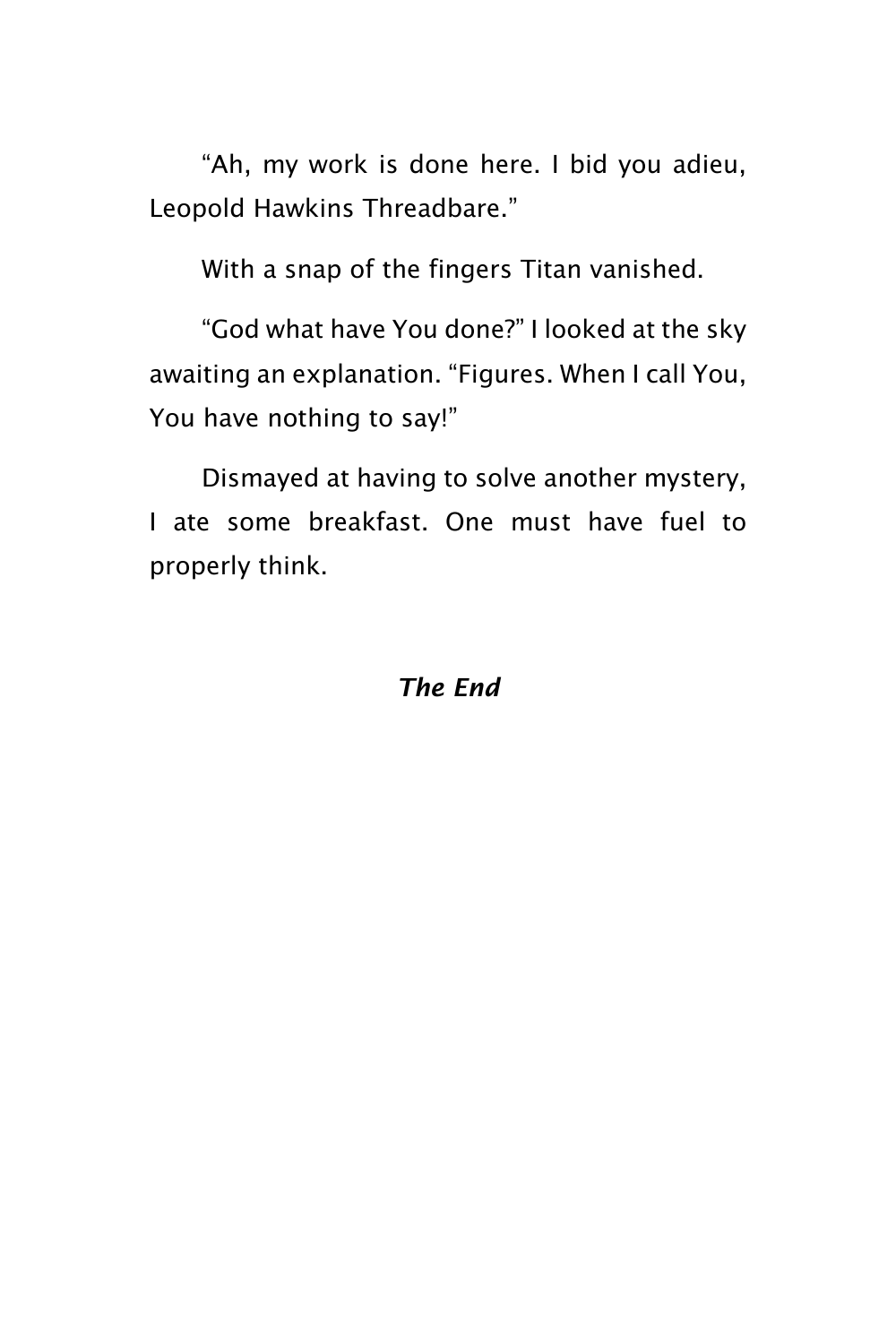"Ah, my work is done here. I bid you adieu, Leopold Hawkins Threadbare."

With a snap of the fingers Titan vanished.

"God what have You done?" I looked at the sky awaiting an explanation. "Figures. When I call You, You have nothing to say!"

Dismayed at having to solve another mystery, I ate some breakfast. One must have fuel to properly think.

***The End***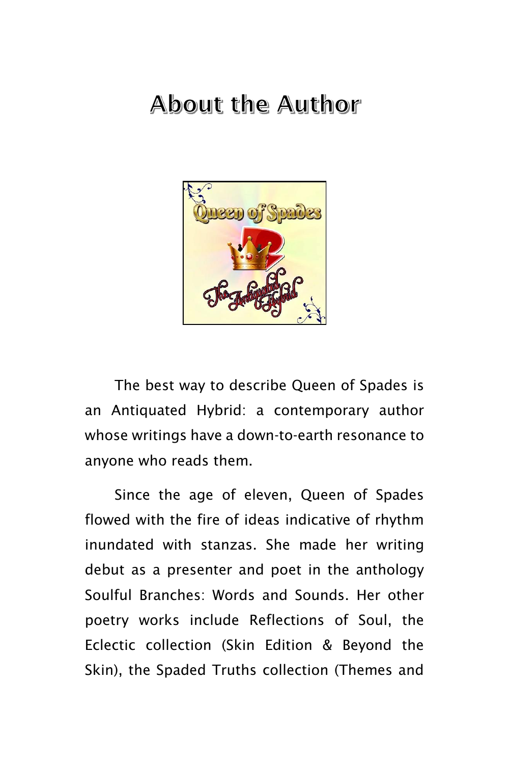# About the Author

The best way to describe Queen of Spades is an Antiquated Hybrid: a contemporary author whose writings have a down-to-earth resonance to anyone who reads them.

Since the age of eleven, Queen of Spades flowed with the fire of ideas indicative of rhythm inundated with stanzas. She made her writing debut as a presenter and poet in the anthology Soulful Branches: Words and Sounds. Her other poetry works include Reflections of Soul, the Eclectic collection (Skin Edition & Beyond the Skin), the Spaded Truths collection (Themes and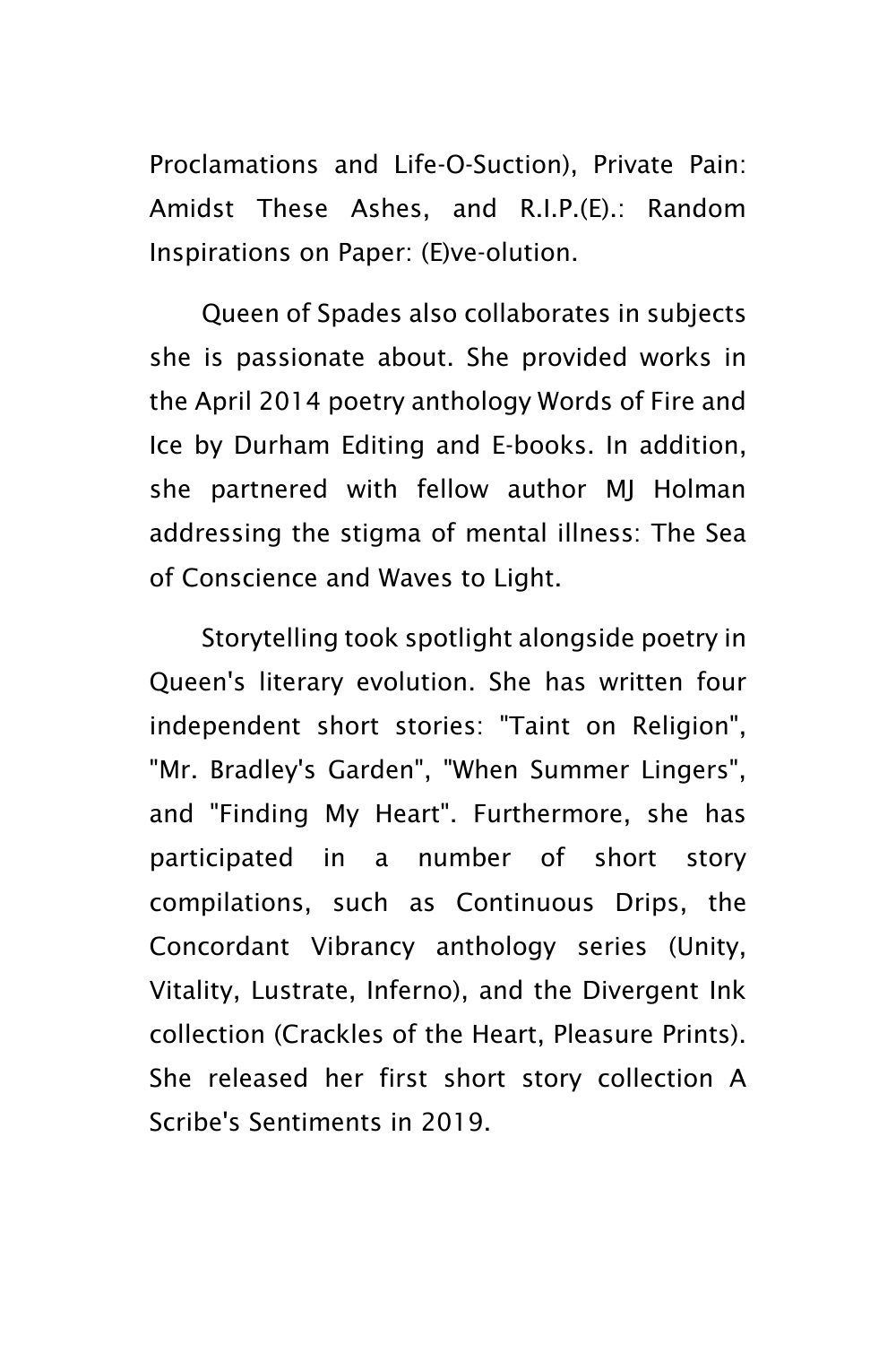Proclamations and Life-O-Suction), Private Pain: Amidst These Ashes, and R.I.P.(E).: Random Inspirations on Paper: (E)ve-olution.

Queen of Spades also collaborates in subjects she is passionate about. She provided works in the April 2014 poetry anthology Words of Fire and Ice by Durham Editing and E-books. In addition, she partnered with fellow author MJ Holman addressing the stigma of mental illness: The Sea of Conscience and Waves to Light.

Storytelling took spotlight alongside poetry in Queen's literary evolution. She has written four independent short stories: "Taint on Religion", "Mr. Bradley's Garden", "When Summer Lingers", and "Finding My Heart". Furthermore, she has participated in a number of short story compilations, such as Continuous Drips, the Concordant Vibrancy anthology series (Unity, Vitality, Lustrate, Inferno), and the Divergent Ink collection (Crackles of the Heart, Pleasure Prints). She released her first short story collection A Scribe's Sentiments in 2019.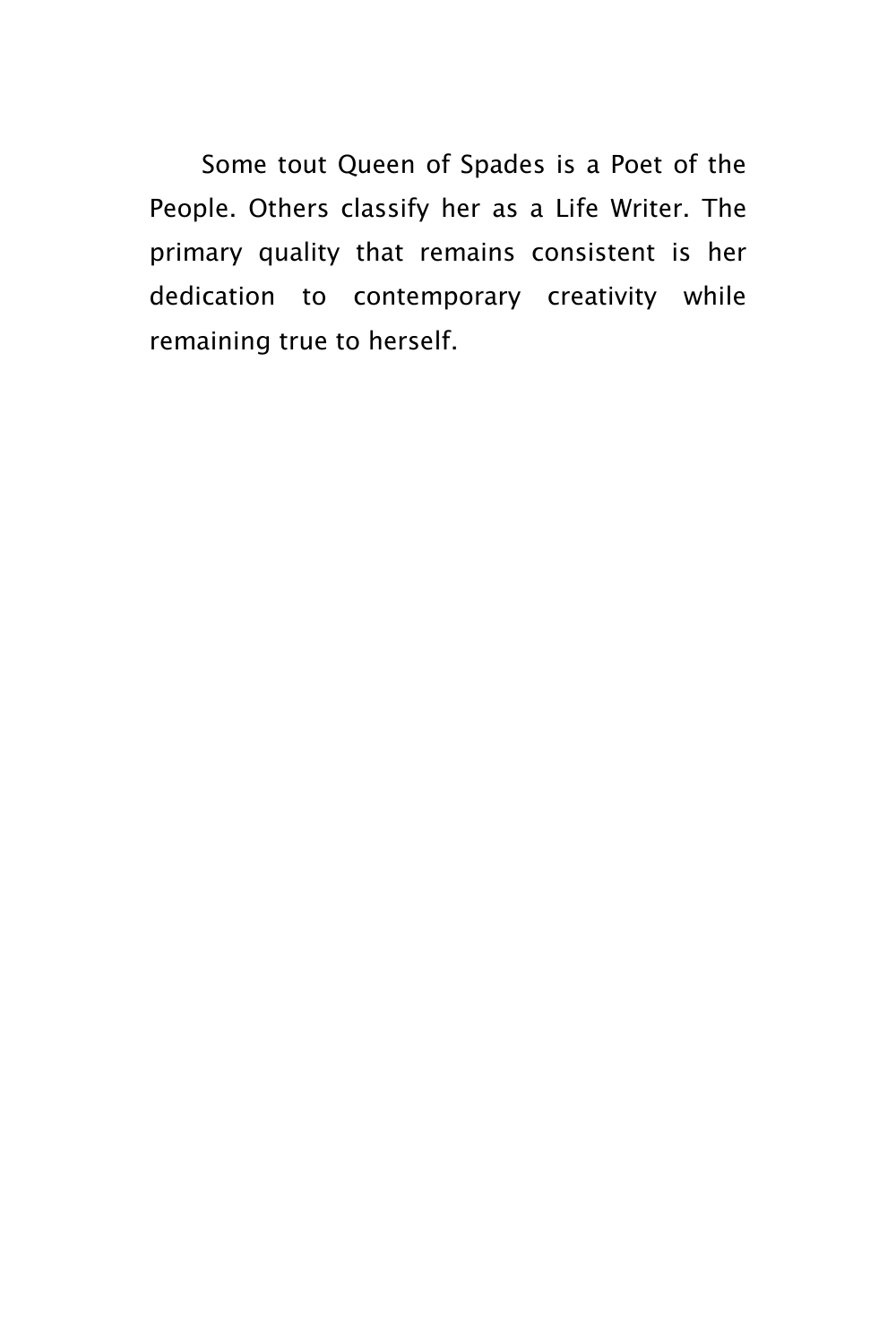Some tout Queen of Spades is a Poet of the People. Others classify her as a Life Writer. The primary quality that remains consistent is her dedication to contemporary creativity while remaining true to herself.